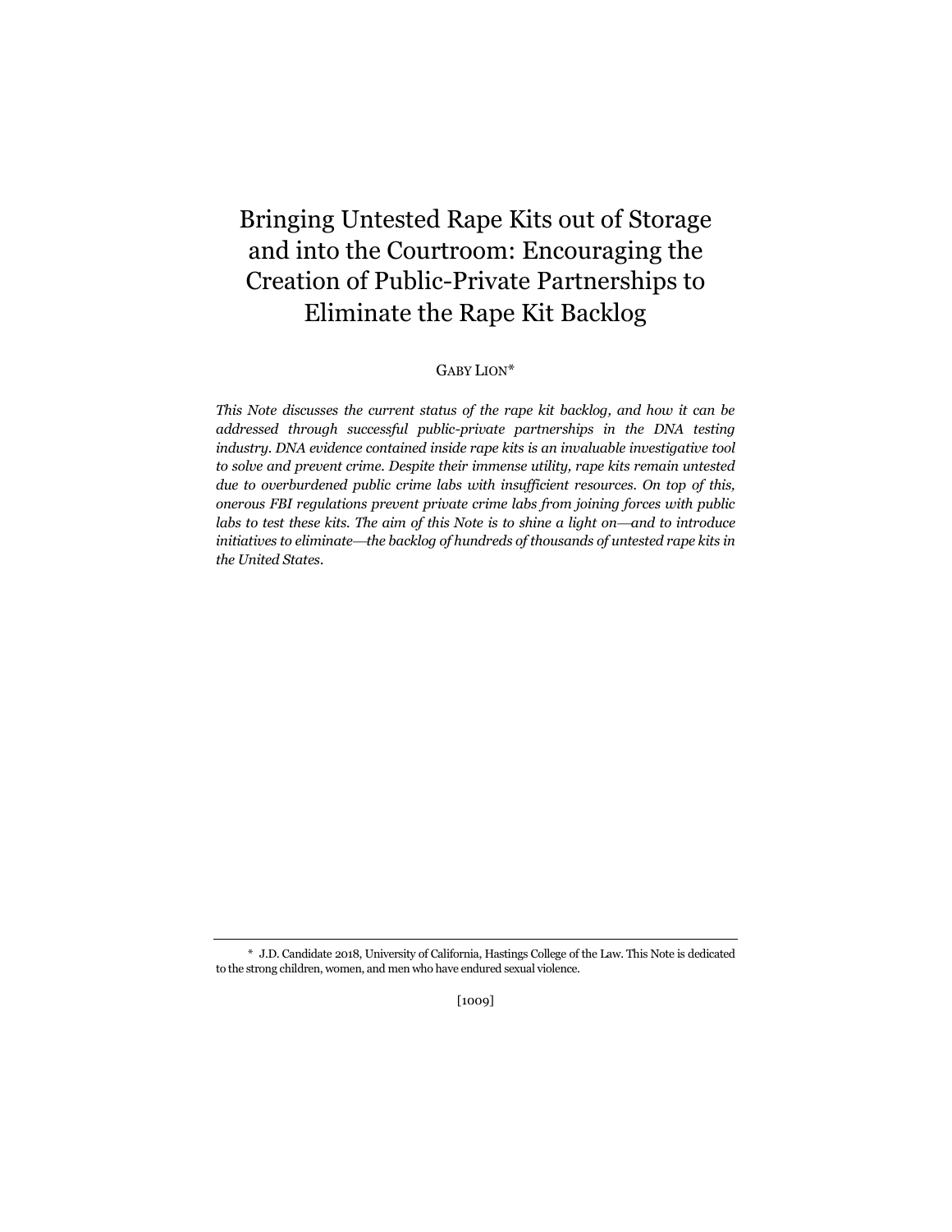# Bringing Untested Rape Kits out of Storage and into the Courtroom: Encouraging the Creation of Public-Private Partnerships to Eliminate the Rape Kit Backlog

GABY LION*

*This Note discusses the current status of the rape kit backlog, and how it can be addressed through successful public-private partnerships in the DNA testing industry. DNA evidence contained inside rape kits is an invaluable investigative tool to solve and prevent crime. Despite their immense utility, rape kits remain untested due to overburdened public crime labs with insufficient resources. On top of this, onerous FBI regulations prevent private crime labs from joining forces with public labs to test these kits. The aim of this Note is to shine a light on—and to introduce initiatives to eliminate—the backlog of hundreds of thousands of untested rape kits in the United States.*

---

\* J.D. Candidate 2018, University of California, Hastings College of the Law. This Note is dedicated to the strong children, women, and men who have endured sexual violence.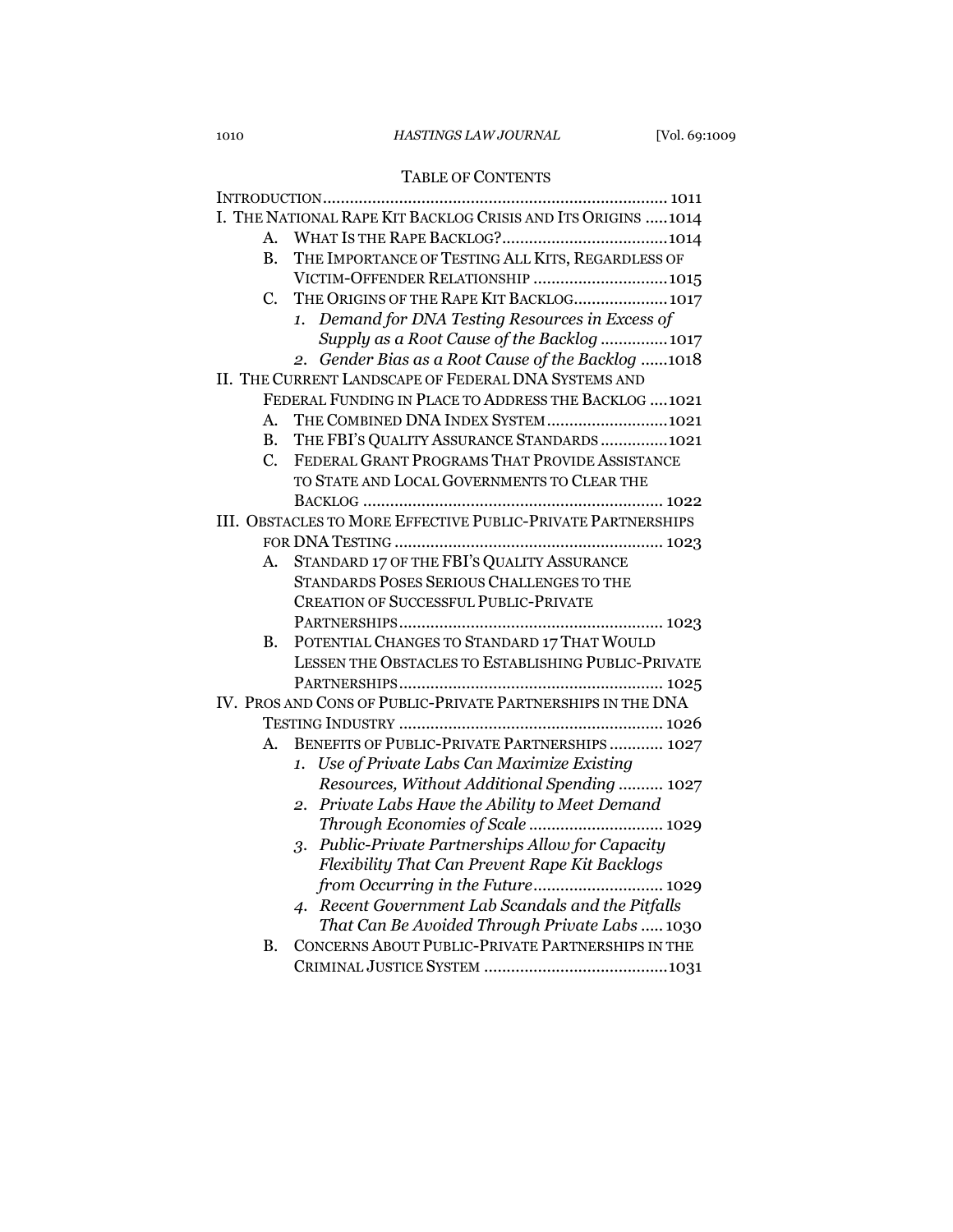## TABLE OF CONTENTS

INTRODUCTION ............................................................................ 1011

I. THE NATIONAL RAPE KIT BACKLOG CRISIS AND ITS ORIGINS ..... 1014

- A. WHAT IS THE RAPE BACKLOG? ..................................... 1014
- B. THE IMPORTANCE OF TESTING ALL KITS, REGARDLESS OF VICTIM-OFFENDER RELATIONSHIP ............................. 1015
- C. THE ORIGINS OF THE RAPE KIT BACKLOG ..................... 1017
  1. *Demand for DNA Testing Resources in Excess of Supply as a Root Cause of the Backlog* .............. 1017
  2. *Gender Bias as a Root Cause of the Backlog* ...... 1018

II. THE CURRENT LANDSCAPE OF FEDERAL DNA SYSTEMS AND FEDERAL FUNDING IN PLACE TO ADDRESS THE BACKLOG .... 1021

- A. THE COMBINED DNA INDEX SYSTEM ........................... 1021
- B. THE FBI'S QUALITY ASSURANCE STANDARDS ............... 1021
- C. FEDERAL GRANT PROGRAMS THAT PROVIDE ASSISTANCE TO STATE AND LOCAL GOVERNMENTS TO CLEAR THE BACKLOG .................................................................. 1022

III. OBSTACLES TO MORE EFFECTIVE PUBLIC-PRIVATE PARTNERSHIPS FOR DNA TESTING ........................................................... 1023

- A. STANDARD 17 OF THE FBI'S QUALITY ASSURANCE STANDARDS POSES SERIOUS CHALLENGES TO THE CREATION OF SUCCESSFUL PUBLIC-PRIVATE PARTNERSHIPS .......................................................... 1023
- B. POTENTIAL CHANGES TO STANDARD 17 THAT WOULD LESSEN THE OBSTACLES TO ESTABLISHING PUBLIC-PRIVATE PARTNERSHIPS .......................................................... 1025

IV. PROS AND CONS OF PUBLIC-PRIVATE PARTNERSHIPS IN THE DNA TESTING INDUSTRY .......................................................... 1026

- A. BENEFITS OF PUBLIC-PRIVATE PARTNERSHIPS ............ 1027
  1. *Use of Private Labs Can Maximize Existing Resources, Without Additional Spending* .......... 1027
  2. *Private Labs Have the Ability to Meet Demand Through Economies of Scale* ............................. 1029
  3. *Public-Private Partnerships Allow for Capacity Flexibility That Can Prevent Rape Kit Backlogs from Occurring in the Future* ............................ 1029
  4. *Recent Government Lab Scandals and the Pitfalls That Can Be Avoided Through Private Labs* ..... 1030
- B. CONCERNS ABOUT PUBLIC-PRIVATE PARTNERSHIPS IN THE CRIMINAL JUSTICE SYSTEM ......................................... 1031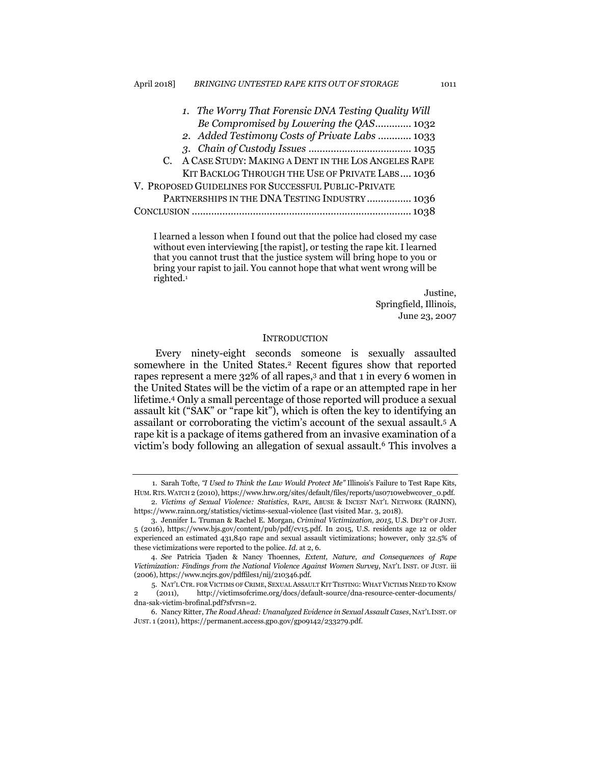*1. The Worry That Forensic DNA Testing Quality Will Be Compromised by Lowering the QAS* ............ 1032

*2. Added Testimony Costs of Private Labs* ............ 1033

*3. Chain of Custody Issues* .................................... 1035

C. A CASE STUDY: MAKING A DENT IN THE LOS ANGELES RAPE KIT BACKLOG THROUGH THE USE OF PRIVATE LABS .... 1036

V. PROPOSED GUIDELINES FOR SUCCESSFUL PUBLIC-PRIVATE PARTNERSHIPS IN THE DNA TESTING INDUSTRY ............... 1036

CONCLUSION ............................................................................ 1038

> I learned a lesson when I found out that the police had closed my case without even interviewing [the rapist], or testing the rape kit. I learned that you cannot trust that the justice system will bring hope to you or bring your rapist to jail. You cannot hope that what went wrong will be righted.[1]
>
> Justine,
> Springfield, Illinois,
> June 23, 2007

## INTRODUCTION

Every ninety-eight seconds someone is sexually assaulted somewhere in the United States.[2] Recent figures show that reported rapes represent a mere 32% of all rapes,[3] and that 1 in every 6 women in the United States will be the victim of a rape or an attempted rape in her lifetime.[4] Only a small percentage of those reported will produce a sexual assault kit ("SAK" or "rape kit"), which is often the key to identifying an assailant or corroborating the victim's account of the sexual assault.[5] A rape kit is a package of items gathered from an invasive examination of a victim's body following an allegation of sexual assault.[6] This involves a

---

1. Sarah Tofte, *"I Used to Think the Law Would Protect Me"* Illinois's Failure to Test Rape Kits, HUM. RTS. WATCH 2 (2010), https://www.hrw.org/sites/default/files/reports/us0710webwcover_0.pdf.

2. *Victims of Sexual Violence: Statistics*, RAPE, ABUSE & INCEST NAT'L NETWORK (RAINN), https://www.rainn.org/statistics/victims-sexual-violence (last visited Mar. 3, 2018).

3. Jennifer L. Truman & Rachel E. Morgan, *Criminal Victimization, 2015*, U.S. DEP'T OF JUST. 5 (2016), https://www.bjs.gov/content/pub/pdf/cv15.pdf. In 2015, U.S. residents age 12 or older experienced an estimated 431,840 rape and sexual assault victimizations; however, only 32.5% of these victimizations were reported to the police. *Id.* at 2, 6.

4. *See* Patricia Tjaden & Nancy Thoennes, *Extent, Nature, and Consequences of Rape Victimization: Findings from the National Violence Against Women Survey*, NAT'L INST. OF JUST. iii (2006), https://www.ncjrs.gov/pdffiles1/nij/210346.pdf.

5. NAT'L CTR. FOR VICTIMS OF CRIME, SEXUAL ASSAULT KIT TESTING: WHAT VICTIMS NEED TO KNOW 2 (2011), http://victimsofcrime.org/docs/default-source/dna-resource-center-documents/dna-sak-victim-brofinal.pdf?sfvrsn=2.

6. Nancy Ritter, *The Road Ahead: Unanalyzed Evidence in Sexual Assault Cases*, NAT'L INST. OF JUST. 1 (2011), https://permanent.access.gpo.gov/gpo9142/233279.pdf.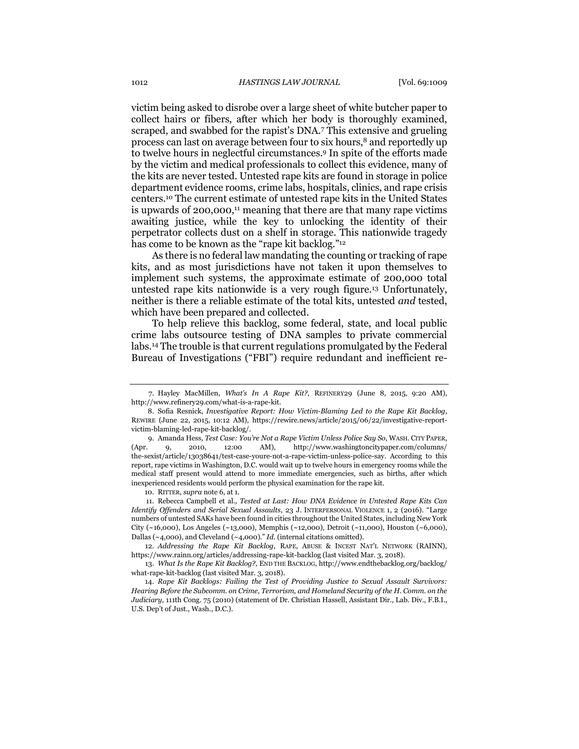victim being asked to disrobe over a large sheet of white butcher paper to collect hairs or fibers, after which her body is thoroughly examined, scraped, and swabbed for the rapist's DNA.[7] This extensive and grueling process can last on average between four to six hours,[8] and reportedly up to twelve hours in neglectful circumstances.[9] In spite of the efforts made by the victim and medical professionals to collect this evidence, many of the kits are never tested. Untested rape kits are found in storage in police department evidence rooms, crime labs, hospitals, clinics, and rape crisis centers.[10] The current estimate of untested rape kits in the United States is upwards of 200,000,[11] meaning that there are that many rape victims awaiting justice, while the key to unlocking the identity of their perpetrator collects dust on a shelf in storage. This nationwide tragedy has come to be known as the "rape kit backlog."[12]

As there is no federal law mandating the counting or tracking of rape kits, and as most jurisdictions have not taken it upon themselves to implement such systems, the approximate estimate of 200,000 total untested rape kits nationwide is a very rough figure.[13] Unfortunately, neither is there a reliable estimate of the total kits, untested *and* tested, which have been prepared and collected.

To help relieve this backlog, some federal, state, and local public crime labs outsource testing of DNA samples to private commercial labs.[14] The trouble is that current regulations promulgated by the Federal Bureau of Investigations ("FBI") require redundant and inefficient re-

---

7. Hayley MacMillen, *What's In A Rape Kit?*, REFINERY29 (June 8, 2015, 9:20 AM), http://www.refinery29.com/what-is-a-rape-kit.

8. Sofia Resnick, *Investigative Report: How Victim-Blaming Led to the Rape Kit Backlog*, REWIRE (June 22, 2015, 10:12 AM), https://rewire.news/article/2015/06/22/investigative-report-victim-blaming-led-rape-kit-backlog/.

9. Amanda Hess, *Test Case: You're Not a Rape Victim Unless Police Say So*, WASH. CITY PAPER, (Apr. 9, 2010, 12:00 AM), http://www.washingtoncitypaper.com/columns/the-sexist/article/13038641/test-case-youre-not-a-rape-victim-unless-police-say. According to this report, rape victims in Washington, D.C. would wait up to twelve hours in emergency rooms while the medical staff present would attend to more immediate emergencies, such as births, after which inexperienced residents would perform the physical examination for the rape kit.

10. RITTER, *supra* note 6, at 1.

11. Rebecca Campbell et al., *Tested at Last: How DNA Evidence in Untested Rape Kits Can Identify Offenders and Serial Sexual Assaults*, 23 J. INTERPERSONAL VIOLENCE 1, 2 (2016). "Large numbers of untested SAKs have been found in cities throughout the United States, including New York City (~16,000), Los Angeles (~13,000), Memphis (~12,000), Detroit (~11,000), Houston (~6,000), Dallas (~4,000), and Cleveland (~4,000)." *Id.* (internal citations omitted).

12. *Addressing the Rape Kit Backlog*, RAPE, ABUSE & INCEST NAT'L NETWORK (RAINN), https://www.rainn.org/articles/addressing-rape-kit-backlog (last visited Mar. 3, 2018).

13. *What Is the Rape Kit Backlog?*, END THE BACKLOG, http://www.endthebacklog.org/backlog/what-rape-kit-backlog (last visited Mar. 3, 2018).

14. *Rape Kit Backlogs: Failing the Test of Providing Justice to Sexual Assault Survivors: Hearing Before the Subcomm. on Crime, Terrorism, and Homeland Security of the H. Comm. on the Judiciary*, 111th Cong. 75 (2010) (statement of Dr. Christian Hassell, Assistant Dir., Lab. Div., F.B.I., U.S. Dep't of Just., Wash., D.C.).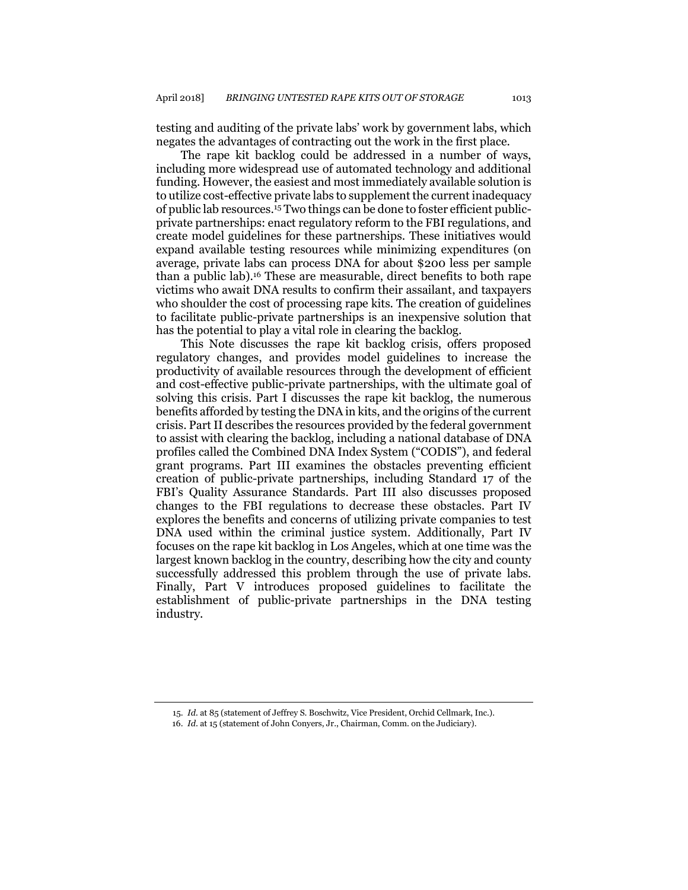testing and auditing of the private labs' work by government labs, which negates the advantages of contracting out the work in the first place.

The rape kit backlog could be addressed in a number of ways, including more widespread use of automated technology and additional funding. However, the easiest and most immediately available solution is to utilize cost-effective private labs to supplement the current inadequacy of public lab resources.[15] Two things can be done to foster efficient public-private partnerships: enact regulatory reform to the FBI regulations, and create model guidelines for these partnerships. These initiatives would expand available testing resources while minimizing expenditures (on average, private labs can process DNA for about $200 less per sample than a public lab).[16] These are measurable, direct benefits to both rape victims who await DNA results to confirm their assailant, and taxpayers who shoulder the cost of processing rape kits. The creation of guidelines to facilitate public-private partnerships is an inexpensive solution that has the potential to play a vital role in clearing the backlog.

This Note discusses the rape kit backlog crisis, offers proposed regulatory changes, and provides model guidelines to increase the productivity of available resources through the development of efficient and cost-effective public-private partnerships, with the ultimate goal of solving this crisis. Part I discusses the rape kit backlog, the numerous benefits afforded by testing the DNA in kits, and the origins of the current crisis. Part II describes the resources provided by the federal government to assist with clearing the backlog, including a national database of DNA profiles called the Combined DNA Index System ("CODIS"), and federal grant programs. Part III examines the obstacles preventing efficient creation of public-private partnerships, including Standard 17 of the FBI's Quality Assurance Standards. Part III also discusses proposed changes to the FBI regulations to decrease these obstacles. Part IV explores the benefits and concerns of utilizing private companies to test DNA used within the criminal justice system. Additionally, Part IV focuses on the rape kit backlog in Los Angeles, which at one time was the largest known backlog in the country, describing how the city and county successfully addressed this problem through the use of private labs. Finally, Part V introduces proposed guidelines to facilitate the establishment of public-private partnerships in the DNA testing industry.

---

15. *Id.* at 85 (statement of Jeffrey S. Boschwitz, Vice President, Orchid Cellmark, Inc.).

16. *Id.* at 15 (statement of John Conyers, Jr., Chairman, Comm. on the Judiciary).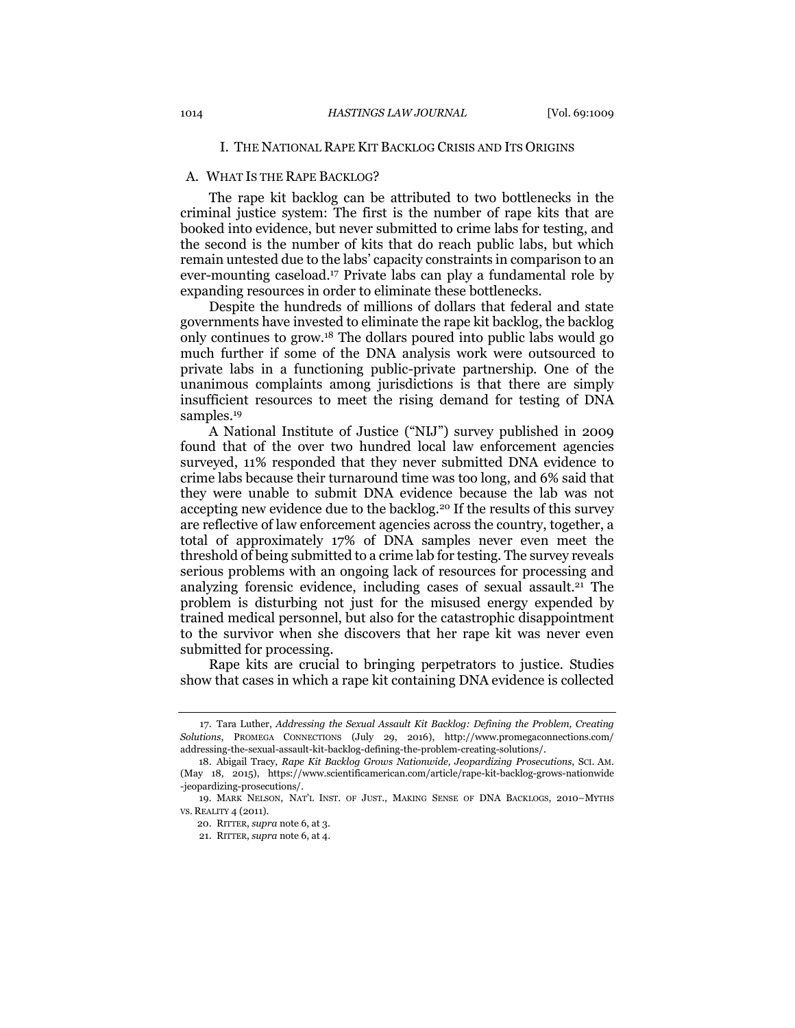## I. THE NATIONAL RAPE KIT BACKLOG CRISIS AND ITS ORIGINS

### A. WHAT IS THE RAPE BACKLOG?

The rape kit backlog can be attributed to two bottlenecks in the criminal justice system: The first is the number of rape kits that are booked into evidence, but never submitted to crime labs for testing, and the second is the number of kits that do reach public labs, but which remain untested due to the labs' capacity constraints in comparison to an ever-mounting caseload.[17] Private labs can play a fundamental role by expanding resources in order to eliminate these bottlenecks.

Despite the hundreds of millions of dollars that federal and state governments have invested to eliminate the rape kit backlog, the backlog only continues to grow.[18] The dollars poured into public labs would go much further if some of the DNA analysis work were outsourced to private labs in a functioning public-private partnership. One of the unanimous complaints among jurisdictions is that there are simply insufficient resources to meet the rising demand for testing of DNA samples.[19]

A National Institute of Justice ("NIJ") survey published in 2009 found that of the over two hundred local law enforcement agencies surveyed, 11% responded that they never submitted DNA evidence to crime labs because their turnaround time was too long, and 6% said that they were unable to submit DNA evidence because the lab was not accepting new evidence due to the backlog.[20] If the results of this survey are reflective of law enforcement agencies across the country, together, a total of approximately 17% of DNA samples never even meet the threshold of being submitted to a crime lab for testing. The survey reveals serious problems with an ongoing lack of resources for processing and analyzing forensic evidence, including cases of sexual assault.[21] The problem is disturbing not just for the misused energy expended by trained medical personnel, but also for the catastrophic disappointment to the survivor when she discovers that her rape kit was never even submitted for processing.

Rape kits are crucial to bringing perpetrators to justice. Studies show that cases in which a rape kit containing DNA evidence is collected

---

17. Tara Luther, *Addressing the Sexual Assault Kit Backlog: Defining the Problem, Creating Solutions*, PROMEGA CONNECTIONS (July 29, 2016), http://www.promegaconnections.com/addressing-the-sexual-assault-kit-backlog-defining-the-problem-creating-solutions/.

18. Abigail Tracy, *Rape Kit Backlog Grows Nationwide, Jeopardizing Prosecutions*, SCI. AM. (May 18, 2015), https://www.scientificamerican.com/article/rape-kit-backlog-grows-nationwide-jeopardizing-prosecutions/.

19. MARK NELSON, NAT'L INST. OF JUST., MAKING SENSE OF DNA BACKLOGS, 2010–MYTHS VS. REALITY 4 (2011).

20. RITTER, *supra* note 6, at 3.

21. RITTER, *supra* note 6, at 4.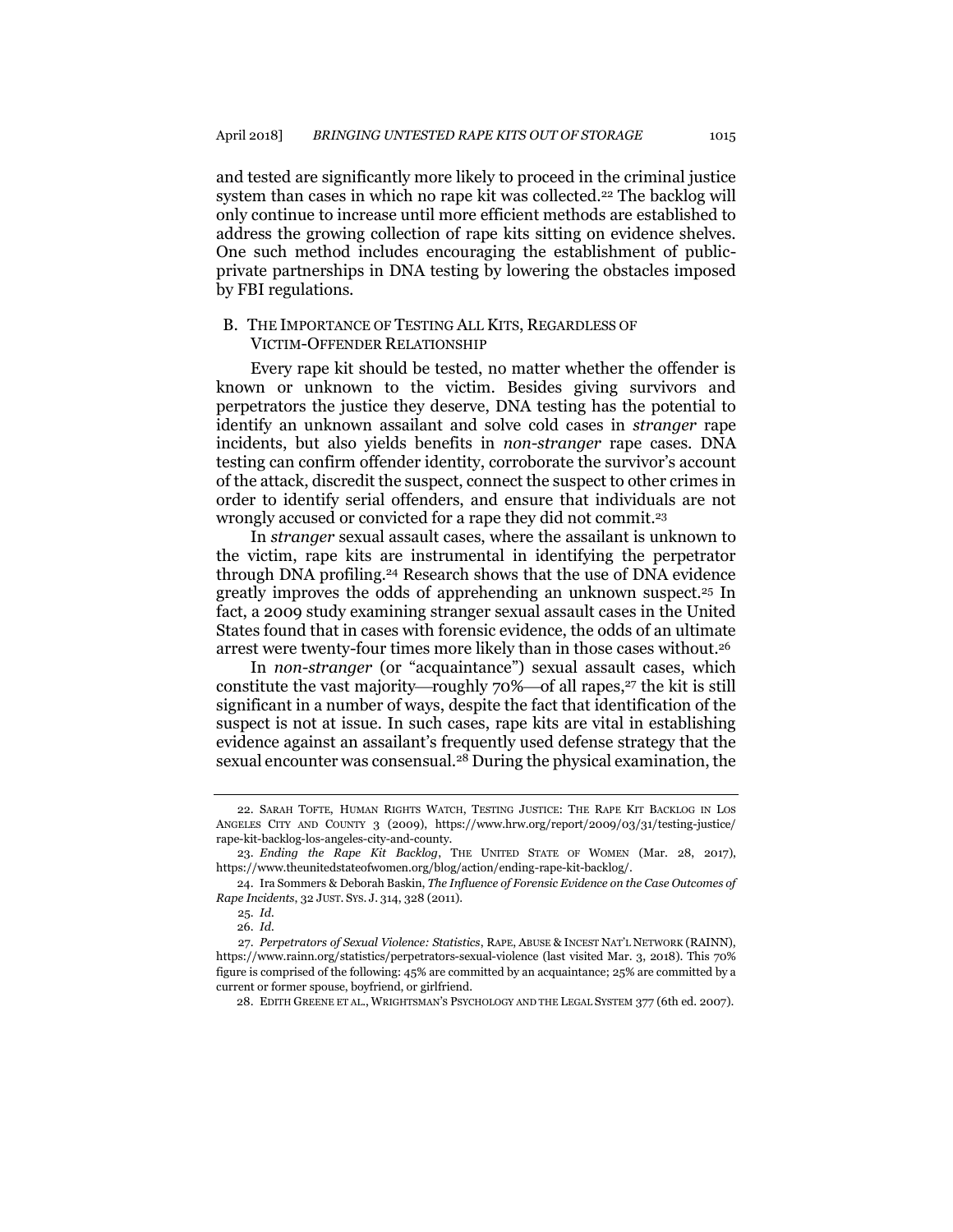and tested are significantly more likely to proceed in the criminal justice system than cases in which no rape kit was collected.[22] The backlog will only continue to increase until more efficient methods are established to address the growing collection of rape kits sitting on evidence shelves. One such method includes encouraging the establishment of public-private partnerships in DNA testing by lowering the obstacles imposed by FBI regulations.

### B. The Importance of Testing All Kits, Regardless of Victim-Offender Relationship

Every rape kit should be tested, no matter whether the offender is known or unknown to the victim. Besides giving survivors and perpetrators the justice they deserve, DNA testing has the potential to identify an unknown assailant and solve cold cases in *stranger* rape incidents, but also yields benefits in *non-stranger* rape cases. DNA testing can confirm offender identity, corroborate the survivor's account of the attack, discredit the suspect, connect the suspect to other crimes in order to identify serial offenders, and ensure that individuals are not wrongly accused or convicted for a rape they did not commit.[23]

In *stranger* sexual assault cases, where the assailant is unknown to the victim, rape kits are instrumental in identifying the perpetrator through DNA profiling.[24] Research shows that the use of DNA evidence greatly improves the odds of apprehending an unknown suspect.[25] In fact, a 2009 study examining stranger sexual assault cases in the United States found that in cases with forensic evidence, the odds of an ultimate arrest were twenty-four times more likely than in those cases without.[26]

In *non-stranger* (or "acquaintance") sexual assault cases, which constitute the vast majority—roughly 70%—of all rapes,[27] the kit is still significant in a number of ways, despite the fact that identification of the suspect is not at issue. In such cases, rape kits are vital in establishing evidence against an assailant's frequently used defense strategy that the sexual encounter was consensual.[28] During the physical examination, the

---

22. Sarah Tofte, Human Rights Watch, Testing Justice: The Rape Kit Backlog in Los Angeles City and County 3 (2009), https://www.hrw.org/report/2009/03/31/testing-justice/rape-kit-backlog-los-angeles-city-and-county.

23. *Ending the Rape Kit Backlog*, The United State of Women (Mar. 28, 2017), https://www.theunitedstateofwomen.org/blog/action/ending-rape-kit-backlog/.

24. Ira Sommers & Deborah Baskin, *The Influence of Forensic Evidence on the Case Outcomes of Rape Incidents*, 32 Just. Sys. J. 314, 328 (2011).

25. *Id.*

26. *Id.*

27. *Perpetrators of Sexual Violence: Statistics*, Rape, Abuse & Incest Nat'l Network (RAINN), https://www.rainn.org/statistics/perpetrators-sexual-violence (last visited Mar. 3, 2018). This 70% figure is comprised of the following: 45% are committed by an acquaintance; 25% are committed by a current or former spouse, boyfriend, or girlfriend.

28. Edith Greene et al., Wrightsman's Psychology and the Legal System 377 (6th ed. 2007).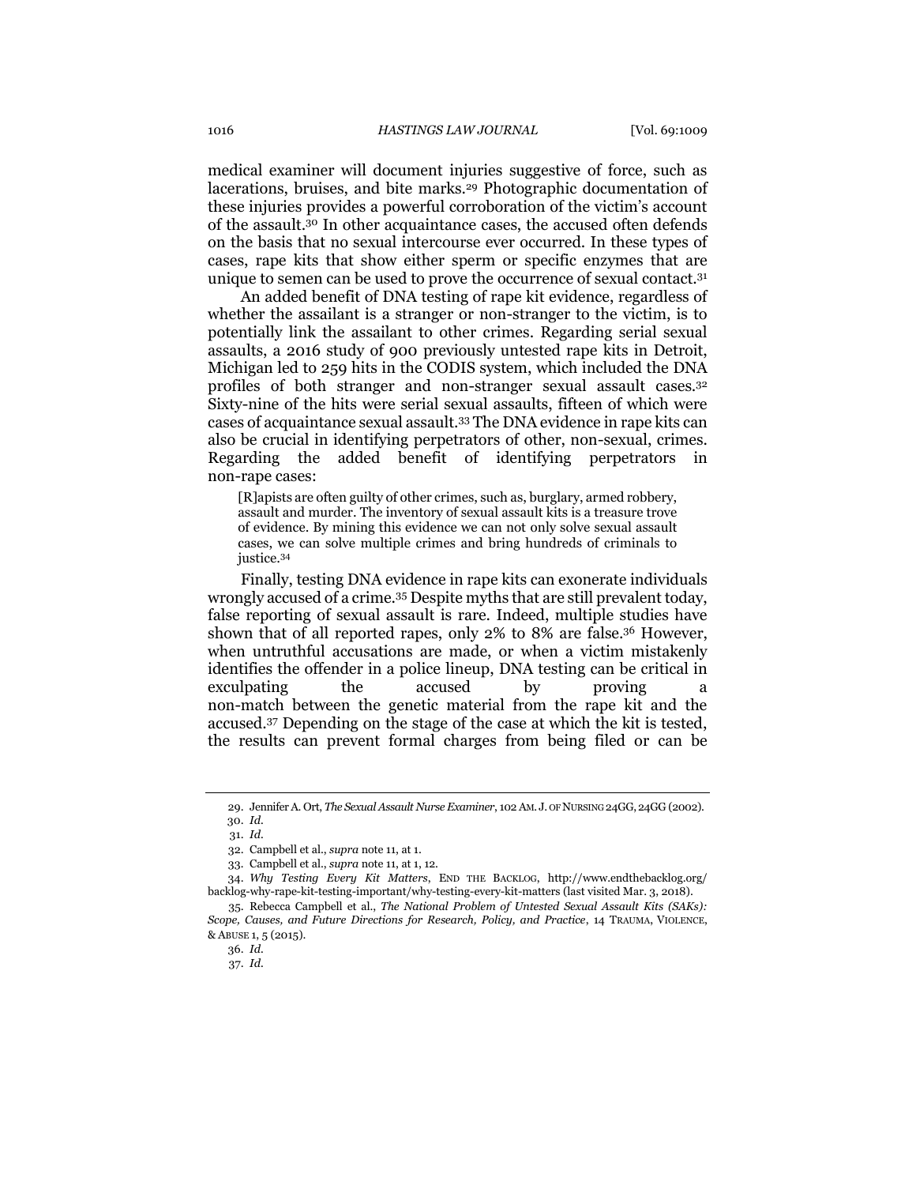medical examiner will document injuries suggestive of force, such as lacerations, bruises, and bite marks.[29] Photographic documentation of these injuries provides a powerful corroboration of the victim's account of the assault.[30] In other acquaintance cases, the accused often defends on the basis that no sexual intercourse ever occurred. In these types of cases, rape kits that show either sperm or specific enzymes that are unique to semen can be used to prove the occurrence of sexual contact.[31]

An added benefit of DNA testing of rape kit evidence, regardless of whether the assailant is a stranger or non-stranger to the victim, is to potentially link the assailant to other crimes. Regarding serial sexual assaults, a 2016 study of 900 previously untested rape kits in Detroit, Michigan led to 259 hits in the CODIS system, which included the DNA profiles of both stranger and non-stranger sexual assault cases.[32] Sixty-nine of the hits were serial sexual assaults, fifteen of which were cases of acquaintance sexual assault.[33] The DNA evidence in rape kits can also be crucial in identifying perpetrators of other, non-sexual, crimes. Regarding the added benefit of identifying perpetrators in non-rape cases:

> [R]apists are often guilty of other crimes, such as, burglary, armed robbery, assault and murder. The inventory of sexual assault kits is a treasure trove of evidence. By mining this evidence we can not only solve sexual assault cases, we can solve multiple crimes and bring hundreds of criminals to justice.[34]

Finally, testing DNA evidence in rape kits can exonerate individuals wrongly accused of a crime.[35] Despite myths that are still prevalent today, false reporting of sexual assault is rare. Indeed, multiple studies have shown that of all reported rapes, only 2% to 8% are false.[36] However, when untruthful accusations are made, or when a victim mistakenly identifies the offender in a police lineup, DNA testing can be critical in exculpating the accused by proving a non-match between the genetic material from the rape kit and the accused.[37] Depending on the stage of the case at which the kit is tested, the results can prevent formal charges from being filed or can be

---

29. Jennifer A. Ort, *The Sexual Assault Nurse Examiner*, 102 AM. J. OF NURSING 24GG, 24GG (2002).

30. *Id.*

31. *Id.*

32. Campbell et al., *supra* note 11, at 1.

33. Campbell et al., *supra* note 11, at 1, 12.

34. *Why Testing Every Kit Matters*, END THE BACKLOG, http://www.endthebacklog.org/backlog-why-rape-kit-testing-important/why-testing-every-kit-matters (last visited Mar. 3, 2018).

35. Rebecca Campbell et al., *The National Problem of Untested Sexual Assault Kits (SAKs): Scope, Causes, and Future Directions for Research, Policy, and Practice*, 14 TRAUMA, VIOLENCE, & ABUSE 1, 5 (2015).

36. *Id.*

37. *Id.*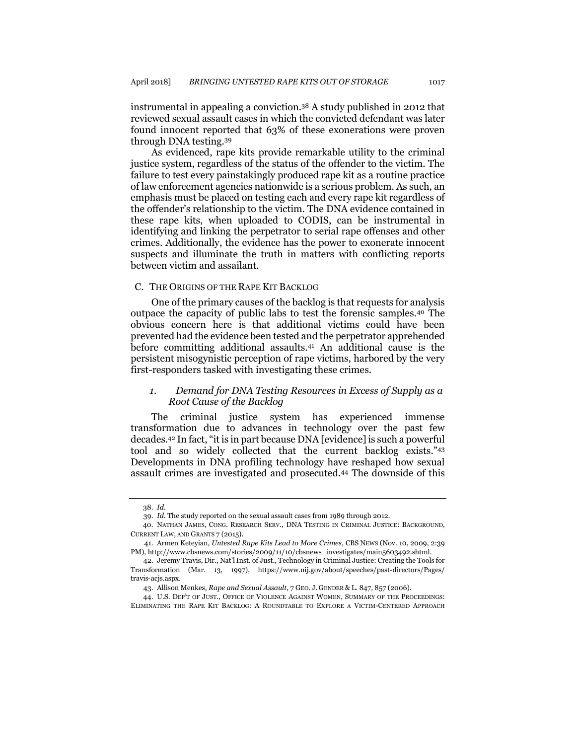instrumental in appealing a conviction.[38] A study published in 2012 that reviewed sexual assault cases in which the convicted defendant was later found innocent reported that 63% of these exonerations were proven through DNA testing.[39]

As evidenced, rape kits provide remarkable utility to the criminal justice system, regardless of the status of the offender to the victim. The failure to test every painstakingly produced rape kit as a routine practice of law enforcement agencies nationwide is a serious problem. As such, an emphasis must be placed on testing each and every rape kit regardless of the offender's relationship to the victim. The DNA evidence contained in these rape kits, when uploaded to CODIS, can be instrumental in identifying and linking the perpetrator to serial rape offenses and other crimes. Additionally, the evidence has the power to exonerate innocent suspects and illuminate the truth in matters with conflicting reports between victim and assailant.

### C. The Origins of the Rape Kit Backlog

One of the primary causes of the backlog is that requests for analysis outpace the capacity of public labs to test the forensic samples.[40] The obvious concern here is that additional victims could have been prevented had the evidence been tested and the perpetrator apprehended before committing additional assaults.[41] An additional cause is the persistent misogynistic perception of rape victims, harbored by the very first-responders tasked with investigating these crimes.

#### *1. Demand for DNA Testing Resources in Excess of Supply as a Root Cause of the Backlog*

The criminal justice system has experienced immense transformation due to advances in technology over the past few decades.[42] In fact, "it is in part because DNA [evidence] is such a powerful tool and so widely collected that the current backlog exists."[43] Developments in DNA profiling technology have reshaped how sexual assault crimes are investigated and prosecuted.[44] The downside of this

---

38. *Id.*

39. *Id.* The study reported on the sexual assault cases from 1989 through 2012.

40. Nathan James, Cong. Research Serv., DNA Testing in Criminal Justice: Background, Current Law, and Grants 7 (2015).

41. Armen Keteyian, *Untested Rape Kits Lead to More Crimes*, CBS News (Nov. 10, 2009, 2:39 PM), http://www.cbsnews.com/stories/2009/11/10/cbsnews_investigates/main5603492.shtml.

42. Jeremy Travis, Dir., Nat'l Inst. of Just., Technology in Criminal Justice: Creating the Tools for Transformation (Mar. 13, 1997), https://www.nij.gov/about/speeches/past-directors/Pages/travis-acjs.aspx.

43. Allison Menkes, *Rape and Sexual Assault*, 7 Geo. J. Gender & L. 847, 857 (2006).

44. U.S. Dep't of Just., Office of Violence Against Women, Summary of the Proceedings: Eliminating the Rape Kit Backlog: A Roundtable to Explore a Victim-Centered Approach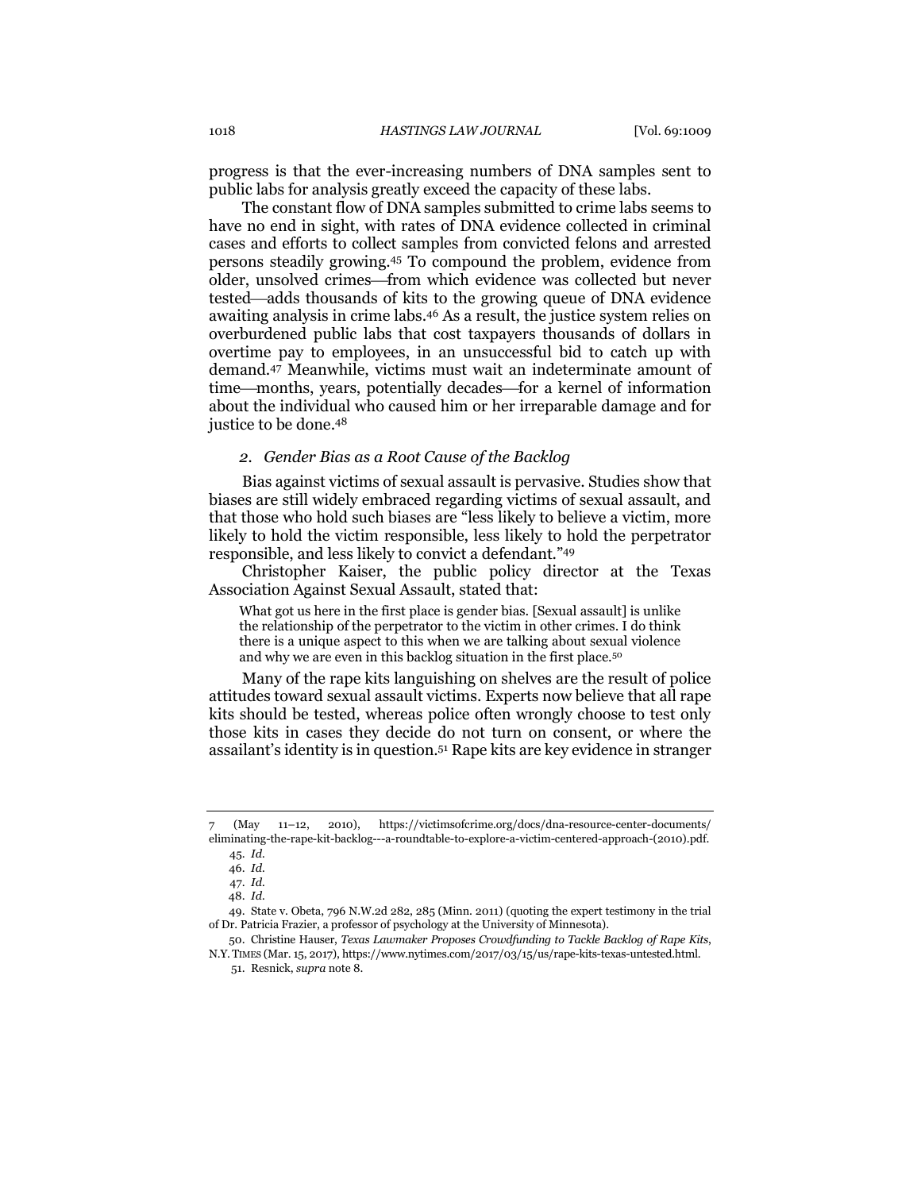progress is that the ever-increasing numbers of DNA samples sent to public labs for analysis greatly exceed the capacity of these labs.

The constant flow of DNA samples submitted to crime labs seems to have no end in sight, with rates of DNA evidence collected in criminal cases and efforts to collect samples from convicted felons and arrested persons steadily growing.[45] To compound the problem, evidence from older, unsolved crimes—from which evidence was collected but never tested—adds thousands of kits to the growing queue of DNA evidence awaiting analysis in crime labs.[46] As a result, the justice system relies on overburdened public labs that cost taxpayers thousands of dollars in overtime pay to employees, in an unsuccessful bid to catch up with demand.[47] Meanwhile, victims must wait an indeterminate amount of time—months, years, potentially decades—for a kernel of information about the individual who caused him or her irreparable damage and for justice to be done.[48]

### *2. Gender Bias as a Root Cause of the Backlog*

Bias against victims of sexual assault is pervasive. Studies show that biases are still widely embraced regarding victims of sexual assault, and that those who hold such biases are "less likely to believe a victim, more likely to hold the victim responsible, less likely to hold the perpetrator responsible, and less likely to convict a defendant."[49]

Christopher Kaiser, the public policy director at the Texas Association Against Sexual Assault, stated that:

> What got us here in the first place is gender bias. [Sexual assault] is unlike the relationship of the perpetrator to the victim in other crimes. I do think there is a unique aspect to this when we are talking about sexual violence and why we are even in this backlog situation in the first place.[50]

Many of the rape kits languishing on shelves are the result of police attitudes toward sexual assault victims. Experts now believe that all rape kits should be tested, whereas police often wrongly choose to test only those kits in cases they decide do not turn on consent, or where the assailant's identity is in question.[51] Rape kits are key evidence in stranger

---

7 (May 11–12, 2010), https://victimsofcrime.org/docs/dna-resource-center-documents/eliminating-the-rape-kit-backlog---a-roundtable-to-explore-a-victim-centered-approach-(2010).pdf.

45. *Id.*

46. *Id.*

47. *Id.*

48. *Id.*

49. State v. Obeta, 796 N.W.2d 282, 285 (Minn. 2011) (quoting the expert testimony in the trial of Dr. Patricia Frazier, a professor of psychology at the University of Minnesota).

50. Christine Hauser, *Texas Lawmaker Proposes Crowdfunding to Tackle Backlog of Rape Kits*, N.Y. TIMES (Mar. 15, 2017), https://www.nytimes.com/2017/03/15/us/rape-kits-texas-untested.html.

51. Resnick, *supra* note 8.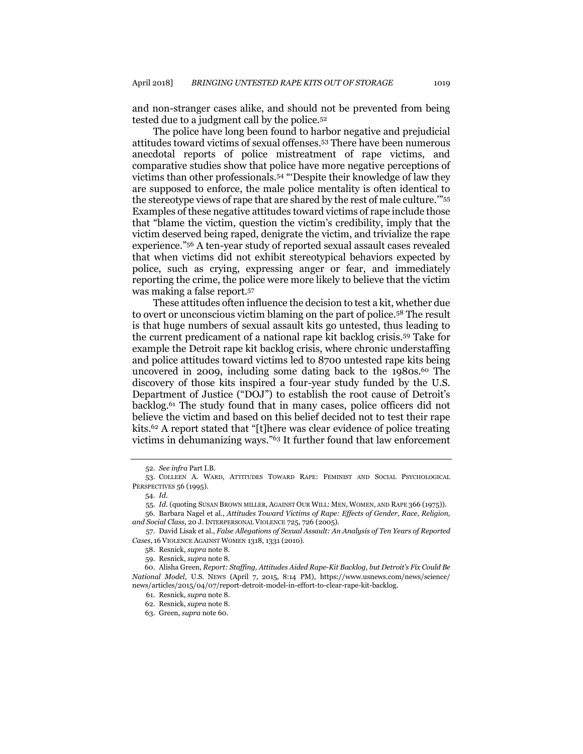and non-stranger cases alike, and should not be prevented from being tested due to a judgment call by the police.[52]

The police have long been found to harbor negative and prejudicial attitudes toward victims of sexual offenses.[53] There have been numerous anecdotal reports of police mistreatment of rape victims, and comparative studies show that police have more negative perceptions of victims than other professionals.[54] "'Despite their knowledge of law they are supposed to enforce, the male police mentality is often identical to the stereotype views of rape that are shared by the rest of male culture.'"[55] Examples of these negative attitudes toward victims of rape include those that "blame the victim, question the victim's credibility, imply that the victim deserved being raped, denigrate the victim, and trivialize the rape experience."[56] A ten-year study of reported sexual assault cases revealed that when victims did not exhibit stereotypical behaviors expected by police, such as crying, expressing anger or fear, and immediately reporting the crime, the police were more likely to believe that the victim was making a false report.[57]

These attitudes often influence the decision to test a kit, whether due to overt or unconscious victim blaming on the part of police.[58] The result is that huge numbers of sexual assault kits go untested, thus leading to the current predicament of a national rape kit backlog crisis.[59] Take for example the Detroit rape kit backlog crisis, where chronic understaffing and police attitudes toward victims led to 8700 untested rape kits being uncovered in 2009, including some dating back to the 1980s.[60] The discovery of those kits inspired a four-year study funded by the U.S. Department of Justice ("DOJ") to establish the root cause of Detroit's backlog.[61] The study found that in many cases, police officers did not believe the victim and based on this belief decided not to test their rape kits.[62] A report stated that "[t]here was clear evidence of police treating victims in dehumanizing ways."[63] It further found that law enforcement

---

52. *See infra* Part I.B.

53. COLLEEN A. WARD, ATTITUDES TOWARD RAPE: FEMINIST AND SOCIAL PSYCHOLOGICAL PERSPECTIVES 56 (1995).

54. *Id.*

55. *Id.* (quoting SUSAN BROWN MILLER, AGAINST OUR WILL: MEN, WOMEN, AND RAPE 366 (1975)).

56. Barbara Nagel et al., *Attitudes Toward Victims of Rape: Effects of Gender, Race, Religion, and Social Class*, 20 J. INTERPERSONAL VIOLENCE 725, 726 (2005).

57. David Lisak et al., *False Allegations of Sexual Assault: An Analysis of Ten Years of Reported Cases*, 16 VIOLENCE AGAINST WOMEN 1318, 1331 (2010).

58. Resnick, *supra* note 8.

59. Resnick, *supra* note 8.

60. Alisha Green, *Report: Staffing, Attitudes Aided Rape-Kit Backlog, but Detroit's Fix Could Be National Model*, U.S. NEWS (April 7, 2015, 8:14 PM), https://www.usnews.com/news/science/news/articles/2015/04/07/report-detroit-model-in-effort-to-clear-rape-kit-backlog.

61. Resnick, *supra* note 8.

62. Resnick, *supra* note 8.

63. Green, *supra* note 60.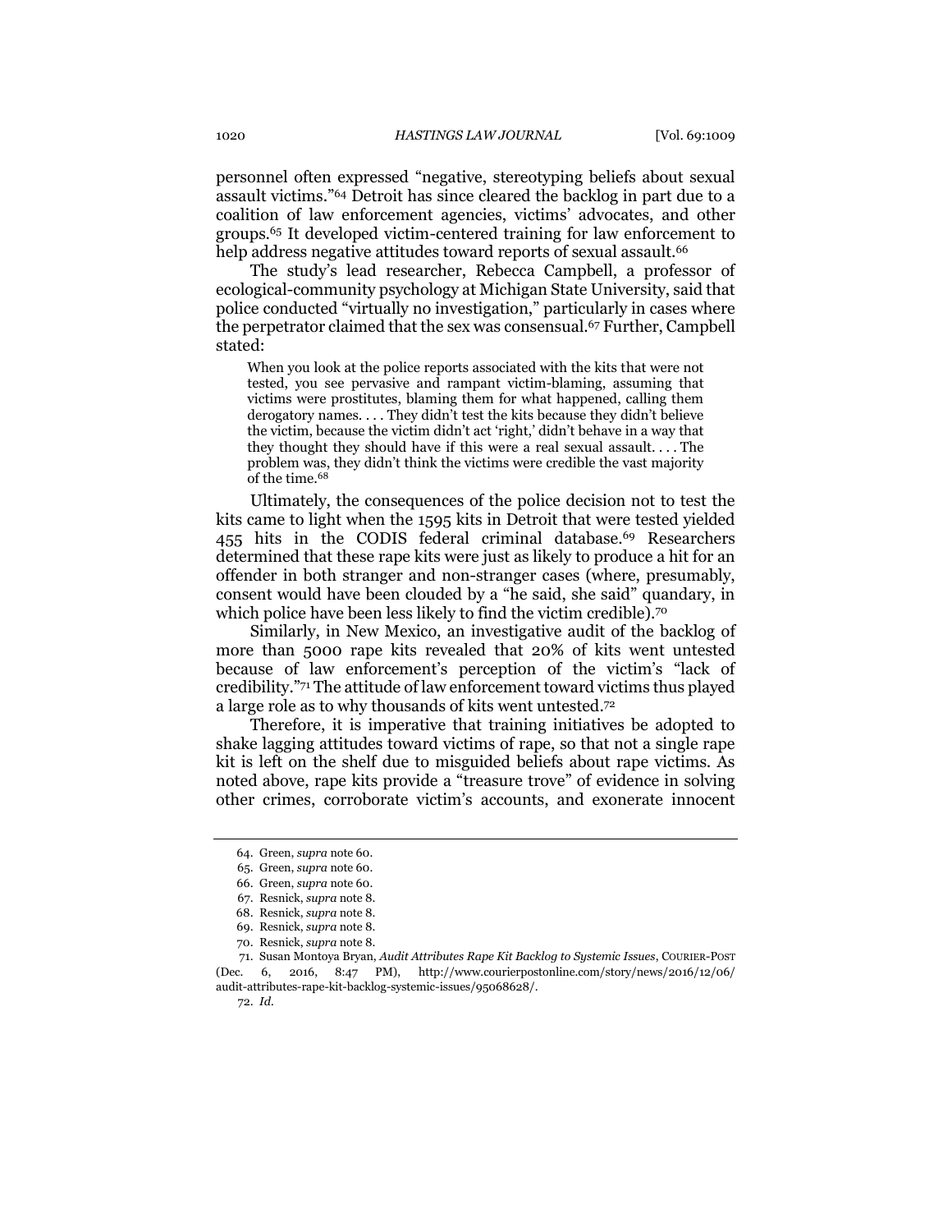personnel often expressed "negative, stereotyping beliefs about sexual assault victims."[64] Detroit has since cleared the backlog in part due to a coalition of law enforcement agencies, victims' advocates, and other groups.[65] It developed victim-centered training for law enforcement to help address negative attitudes toward reports of sexual assault.[66]

The study's lead researcher, Rebecca Campbell, a professor of ecological-community psychology at Michigan State University, said that police conducted "virtually no investigation," particularly in cases where the perpetrator claimed that the sex was consensual.[67] Further, Campbell stated:

> When you look at the police reports associated with the kits that were not tested, you see pervasive and rampant victim-blaming, assuming that victims were prostitutes, blaming them for what happened, calling them derogatory names. . . . They didn't test the kits because they didn't believe the victim, because the victim didn't act 'right,' didn't behave in a way that they thought they should have if this were a real sexual assault. . . . The problem was, they didn't think the victims were credible the vast majority of the time.[68]

Ultimately, the consequences of the police decision not to test the kits came to light when the 1595 kits in Detroit that were tested yielded 455 hits in the CODIS federal criminal database.[69] Researchers determined that these rape kits were just as likely to produce a hit for an offender in both stranger and non-stranger cases (where, presumably, consent would have been clouded by a "he said, she said" quandary, in which police have been less likely to find the victim credible).[70]

Similarly, in New Mexico, an investigative audit of the backlog of more than 5000 rape kits revealed that 20% of kits went untested because of law enforcement's perception of the victim's "lack of credibility."[71] The attitude of law enforcement toward victims thus played a large role as to why thousands of kits went untested.[72]

Therefore, it is imperative that training initiatives be adopted to shake lagging attitudes toward victims of rape, so that not a single rape kit is left on the shelf due to misguided beliefs about rape victims. As noted above, rape kits provide a "treasure trove" of evidence in solving other crimes, corroborate victim's accounts, and exonerate innocent

---

64. Green, *supra* note 60.
65. Green, *supra* note 60.
66. Green, *supra* note 60.
67. Resnick, *supra* note 8.
68. Resnick, *supra* note 8.
69. Resnick, *supra* note 8.
70. Resnick, *supra* note 8.
71. Susan Montoya Bryan, *Audit Attributes Rape Kit Backlog to Systemic Issues*, COURIER-POST (Dec. 6, 2016, 8:47 PM), http://www.courierpostonline.com/story/news/2016/12/06/audit-attributes-rape-kit-backlog-systemic-issues/95068628/.
72. *Id.*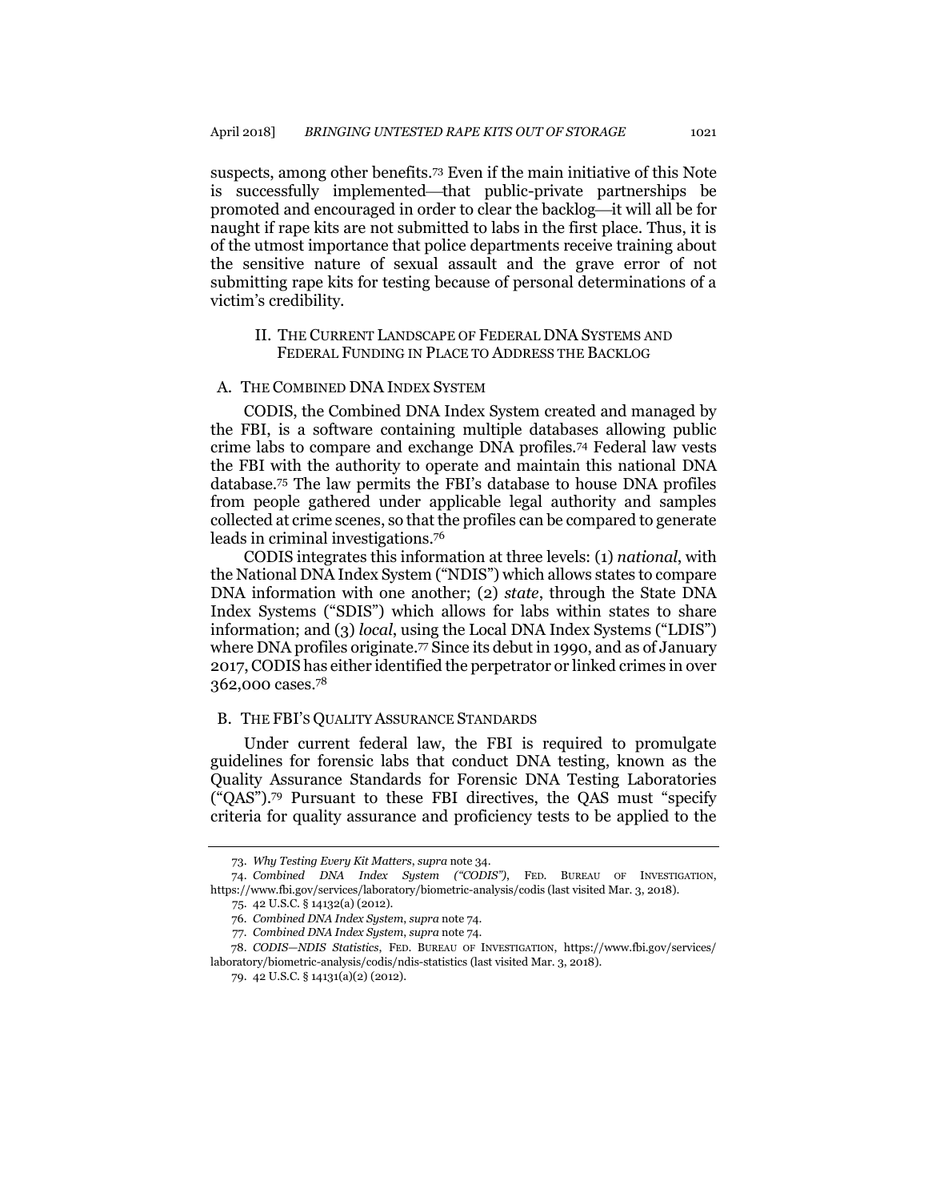suspects, among other benefits.[73] Even if the main initiative of this Note is successfully implemented—that public-private partnerships be promoted and encouraged in order to clear the backlog—it will all be for naught if rape kits are not submitted to labs in the first place. Thus, it is of the utmost importance that police departments receive training about the sensitive nature of sexual assault and the grave error of not submitting rape kits for testing because of personal determinations of a victim's credibility.

## II. THE CURRENT LANDSCAPE OF FEDERAL DNA SYSTEMS AND FEDERAL FUNDING IN PLACE TO ADDRESS THE BACKLOG

### A. THE COMBINED DNA INDEX SYSTEM

CODIS, the Combined DNA Index System created and managed by the FBI, is a software containing multiple databases allowing public crime labs to compare and exchange DNA profiles.[74] Federal law vests the FBI with the authority to operate and maintain this national DNA database.[75] The law permits the FBI's database to house DNA profiles from people gathered under applicable legal authority and samples collected at crime scenes, so that the profiles can be compared to generate leads in criminal investigations.[76]

CODIS integrates this information at three levels: (1) *national*, with the National DNA Index System ("NDIS") which allows states to compare DNA information with one another; (2) *state*, through the State DNA Index Systems ("SDIS") which allows for labs within states to share information; and (3) *local*, using the Local DNA Index Systems ("LDIS") where DNA profiles originate.[77] Since its debut in 1990, and as of January 2017, CODIS has either identified the perpetrator or linked crimes in over 362,000 cases.[78]

### B. THE FBI'S QUALITY ASSURANCE STANDARDS

Under current federal law, the FBI is required to promulgate guidelines for forensic labs that conduct DNA testing, known as the Quality Assurance Standards for Forensic DNA Testing Laboratories ("QAS").[79] Pursuant to these FBI directives, the QAS must "specify criteria for quality assurance and proficiency tests to be applied to the

---

73. *Why Testing Every Kit Matters*, *supra* note 34.

74. *Combined DNA Index System ("CODIS")*, FED. BUREAU OF INVESTIGATION, https://www.fbi.gov/services/laboratory/biometric-analysis/codis (last visited Mar. 3, 2018).

75. 42 U.S.C. § 14132(a) (2012).

76. *Combined DNA Index System*, *supra* note 74.

77. *Combined DNA Index System*, *supra* note 74.

78. *CODIS—NDIS Statistics*, FED. BUREAU OF INVESTIGATION, https://www.fbi.gov/services/laboratory/biometric-analysis/codis/ndis-statistics (last visited Mar. 3, 2018).

79. 42 U.S.C. § 14131(a)(2) (2012).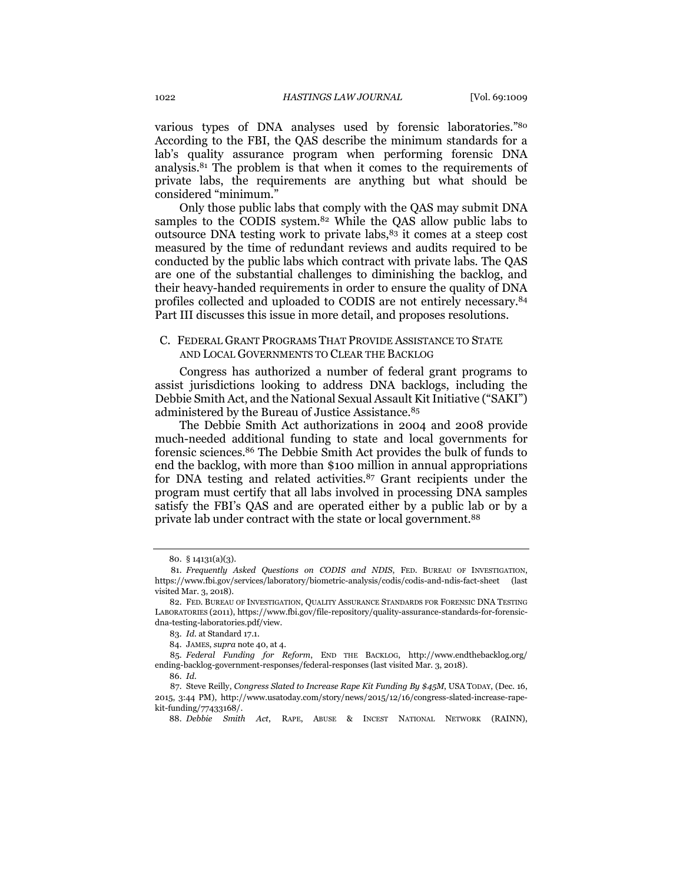various types of DNA analyses used by forensic laboratories."[80] According to the FBI, the QAS describe the minimum standards for a lab's quality assurance program when performing forensic DNA analysis.[81] The problem is that when it comes to the requirements of private labs, the requirements are anything but what should be considered "minimum."

Only those public labs that comply with the QAS may submit DNA samples to the CODIS system.[82] While the QAS allow public labs to outsource DNA testing work to private labs,[83] it comes at a steep cost measured by the time of redundant reviews and audits required to be conducted by the public labs which contract with private labs. The QAS are one of the substantial challenges to diminishing the backlog, and their heavy-handed requirements in order to ensure the quality of DNA profiles collected and uploaded to CODIS are not entirely necessary.[84] Part III discusses this issue in more detail, and proposes resolutions.

### C. Federal Grant Programs That Provide Assistance to State and Local Governments to Clear the Backlog

Congress has authorized a number of federal grant programs to assist jurisdictions looking to address DNA backlogs, including the Debbie Smith Act, and the National Sexual Assault Kit Initiative ("SAKI") administered by the Bureau of Justice Assistance.[85]

The Debbie Smith Act authorizations in 2004 and 2008 provide much-needed additional funding to state and local governments for forensic sciences.[86] The Debbie Smith Act provides the bulk of funds to end the backlog, with more than $100 million in annual appropriations for DNA testing and related activities.[87] Grant recipients under the program must certify that all labs involved in processing DNA samples satisfy the FBI's QAS and are operated either by a public lab or by a private lab under contract with the state or local government.[88]

---

80. § 14131(a)(3).

81. *Frequently Asked Questions on CODIS and NDIS*, FED. BUREAU OF INVESTIGATION, https://www.fbi.gov/services/laboratory/biometric-analysis/codis/codis-and-ndis-fact-sheet (last visited Mar. 3, 2018).

82. FED. BUREAU OF INVESTIGATION, QUALITY ASSURANCE STANDARDS FOR FORENSIC DNA TESTING LABORATORIES (2011), https://www.fbi.gov/file-repository/quality-assurance-standards-for-forensic-dna-testing-laboratories.pdf/view.

83. *Id.* at Standard 17.1.

84. JAMES, *supra* note 40, at 4.

85. *Federal Funding for Reform*, END THE BACKLOG, http://www.endthebacklog.org/ending-backlog-government-responses/federal-responses (last visited Mar. 3, 2018).

86. *Id.*

87. Steve Reilly, *Congress Slated to Increase Rape Kit Funding By $45M*, USA TODAY, (Dec. 16, 2015, 3:44 PM), http://www.usatoday.com/story/news/2015/12/16/congress-slated-increase-rape-kit-funding/77433168/.

88. *Debbie Smith Act*, RAPE, ABUSE & INCEST NATIONAL NETWORK (RAINN),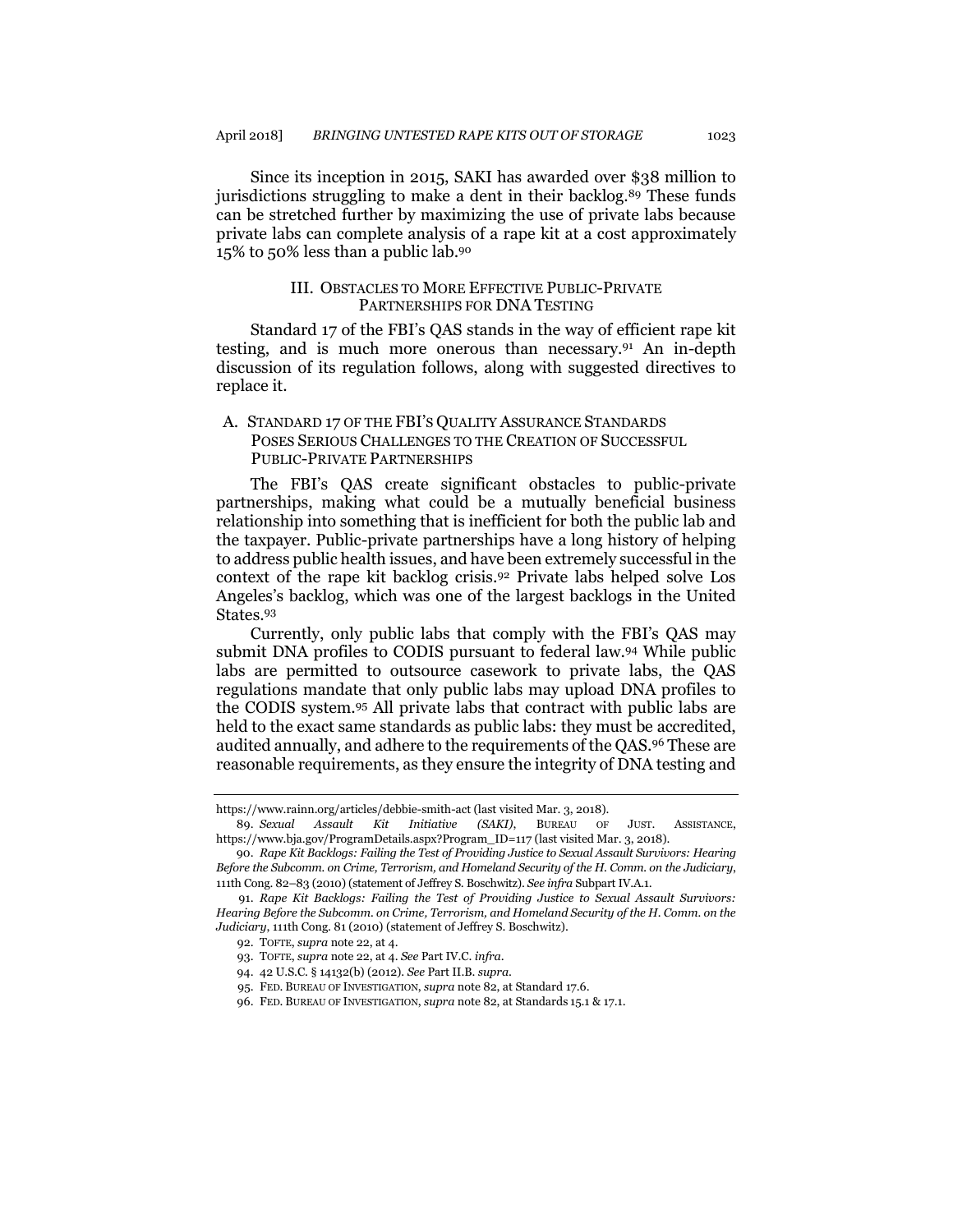Since its inception in 2015, SAKI has awarded over $38 million to jurisdictions struggling to make a dent in their backlog.[89] These funds can be stretched further by maximizing the use of private labs because private labs can complete analysis of a rape kit at a cost approximately 15% to 50% less than a public lab.[90]

## III. Obstacles to More Effective Public-Private Partnerships for DNA Testing

Standard 17 of the FBI's QAS stands in the way of efficient rape kit testing, and is much more onerous than necessary.[91] An in-depth discussion of its regulation follows, along with suggested directives to replace it.

### A. Standard 17 of the FBI's Quality Assurance Standards Poses Serious Challenges to the Creation of Successful Public-Private Partnerships

The FBI's QAS create significant obstacles to public-private partnerships, making what could be a mutually beneficial business relationship into something that is inefficient for both the public lab and the taxpayer. Public-private partnerships have a long history of helping to address public health issues, and have been extremely successful in the context of the rape kit backlog crisis.[92] Private labs helped solve Los Angeles's backlog, which was one of the largest backlogs in the United States.[93]

Currently, only public labs that comply with the FBI's QAS may submit DNA profiles to CODIS pursuant to federal law.[94] While public labs are permitted to outsource casework to private labs, the QAS regulations mandate that only public labs may upload DNA profiles to the CODIS system.[95] All private labs that contract with public labs are held to the exact same standards as public labs: they must be accredited, audited annually, and adhere to the requirements of the QAS.[96] These are reasonable requirements, as they ensure the integrity of DNA testing and

---

https://www.rainn.org/articles/debbie-smith-act (last visited Mar. 3, 2018).

89. *Sexual Assault Kit Initiative (SAKI)*, BUREAU OF JUST. ASSISTANCE, https://www.bja.gov/ProgramDetails.aspx?Program_ID=117 (last visited Mar. 3, 2018).

90. *Rape Kit Backlogs: Failing the Test of Providing Justice to Sexual Assault Survivors: Hearing Before the Subcomm. on Crime, Terrorism, and Homeland Security of the H. Comm. on the Judiciary*, 111th Cong. 82–83 (2010) (statement of Jeffrey S. Boschwitz). *See infra* Subpart IV.A.1.

91. *Rape Kit Backlogs: Failing the Test of Providing Justice to Sexual Assault Survivors: Hearing Before the Subcomm. on Crime, Terrorism, and Homeland Security of the H. Comm. on the Judiciary*, 111th Cong. 81 (2010) (statement of Jeffrey S. Boschwitz).

92. TOFTE, *supra* note 22, at 4.

93. TOFTE, *supra* note 22, at 4. *See* Part IV.C. *infra*.

94. 42 U.S.C. § 14132(b) (2012). *See* Part II.B. *supra*.

95. FED. BUREAU OF INVESTIGATION, *supra* note 82, at Standard 17.6.

96. FED. BUREAU OF INVESTIGATION, *supra* note 82, at Standards 15.1 & 17.1.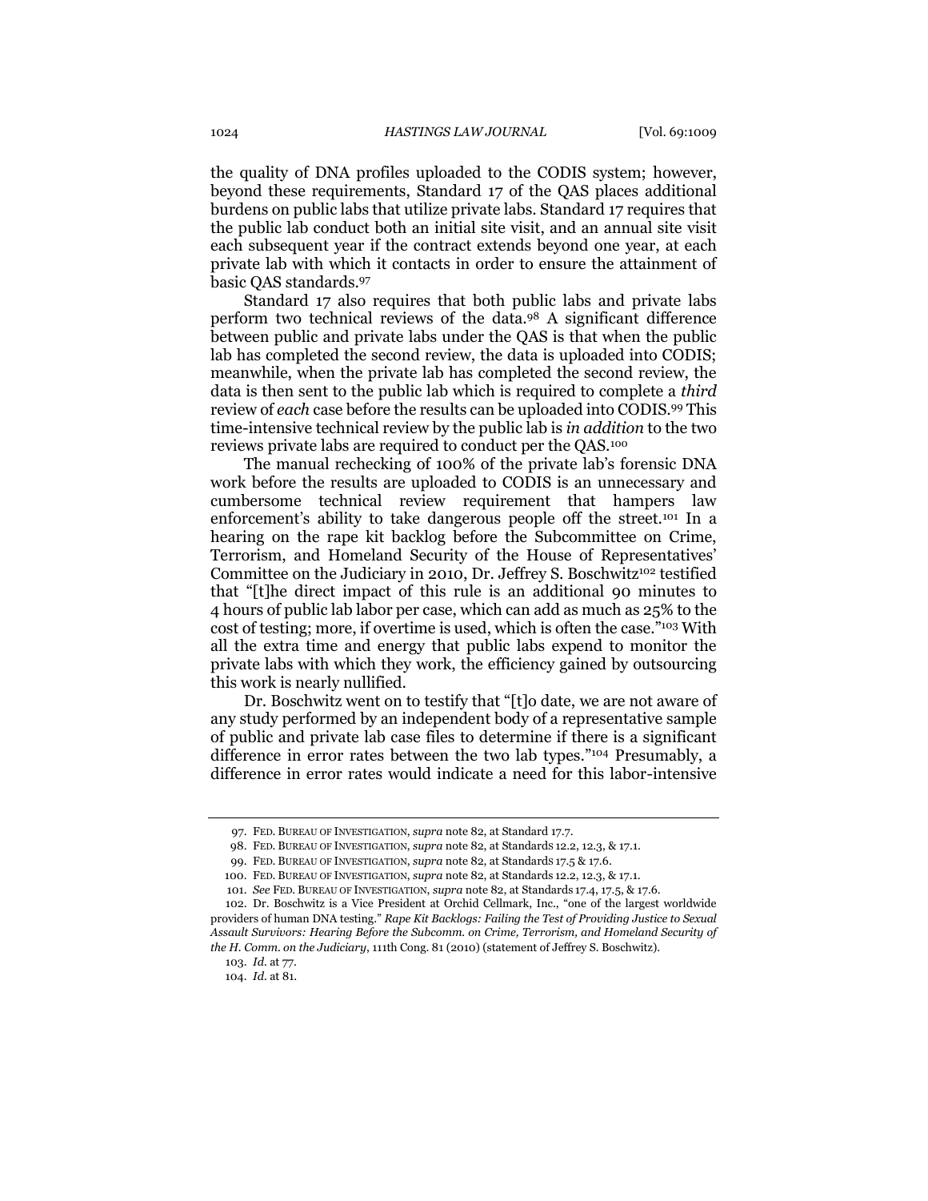the quality of DNA profiles uploaded to the CODIS system; however, beyond these requirements, Standard 17 of the QAS places additional burdens on public labs that utilize private labs. Standard 17 requires that the public lab conduct both an initial site visit, and an annual site visit each subsequent year if the contract extends beyond one year, at each private lab with which it contacts in order to ensure the attainment of basic QAS standards.[97]

Standard 17 also requires that both public labs and private labs perform two technical reviews of the data.[98] A significant difference between public and private labs under the QAS is that when the public lab has completed the second review, the data is uploaded into CODIS; meanwhile, when the private lab has completed the second review, the data is then sent to the public lab which is required to complete a *third* review of *each* case before the results can be uploaded into CODIS.[99] This time-intensive technical review by the public lab is *in addition* to the two reviews private labs are required to conduct per the QAS.[100]

The manual rechecking of 100% of the private lab's forensic DNA work before the results are uploaded to CODIS is an unnecessary and cumbersome technical review requirement that hampers law enforcement's ability to take dangerous people off the street.[101] In a hearing on the rape kit backlog before the Subcommittee on Crime, Terrorism, and Homeland Security of the House of Representatives' Committee on the Judiciary in 2010, Dr. Jeffrey S. Boschwitz[102] testified that "[t]he direct impact of this rule is an additional 90 minutes to 4 hours of public lab labor per case, which can add as much as 25% to the cost of testing; more, if overtime is used, which is often the case."[103] With all the extra time and energy that public labs expend to monitor the private labs with which they work, the efficiency gained by outsourcing this work is nearly nullified.

Dr. Boschwitz went on to testify that "[t]o date, we are not aware of any study performed by an independent body of a representative sample of public and private lab case files to determine if there is a significant difference in error rates between the two lab types."[104] Presumably, a difference in error rates would indicate a need for this labor-intensive

---

97. FED. BUREAU OF INVESTIGATION, *supra* note 82, at Standard 17.7.

98. FED. BUREAU OF INVESTIGATION, *supra* note 82, at Standards 12.2, 12.3, & 17.1.

99. FED. BUREAU OF INVESTIGATION, *supra* note 82, at Standards 17.5 & 17.6.

100. FED. BUREAU OF INVESTIGATION, *supra* note 82, at Standards 12.2, 12.3, & 17.1.

101. *See* FED. BUREAU OF INVESTIGATION, *supra* note 82, at Standards 17.4, 17.5, & 17.6.

102. Dr. Boschwitz is a Vice President at Orchid Cellmark, Inc., "one of the largest worldwide providers of human DNA testing." *Rape Kit Backlogs: Failing the Test of Providing Justice to Sexual Assault Survivors: Hearing Before the Subcomm. on Crime, Terrorism, and Homeland Security of the H. Comm. on the Judiciary*, 111th Cong. 81 (2010) (statement of Jeffrey S. Boschwitz).

103. *Id.* at 77.

104. *Id.* at 81.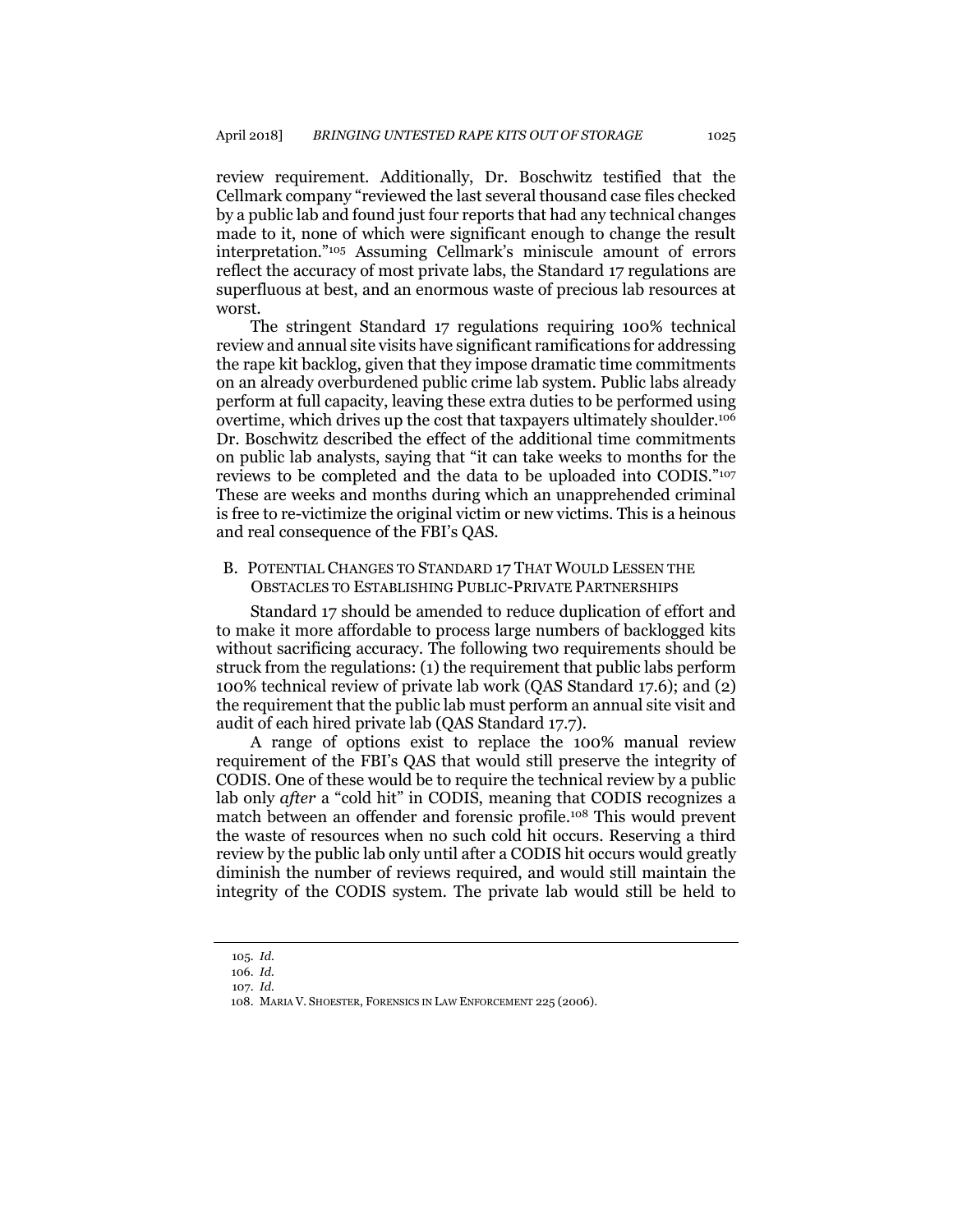review requirement. Additionally, Dr. Boschwitz testified that the Cellmark company "reviewed the last several thousand case files checked by a public lab and found just four reports that had any technical changes made to it, none of which were significant enough to change the result interpretation."[105] Assuming Cellmark's miniscule amount of errors reflect the accuracy of most private labs, the Standard 17 regulations are superfluous at best, and an enormous waste of precious lab resources at worst.

The stringent Standard 17 regulations requiring 100% technical review and annual site visits have significant ramifications for addressing the rape kit backlog, given that they impose dramatic time commitments on an already overburdened public crime lab system. Public labs already perform at full capacity, leaving these extra duties to be performed using overtime, which drives up the cost that taxpayers ultimately shoulder.[106] Dr. Boschwitz described the effect of the additional time commitments on public lab analysts, saying that "it can take weeks to months for the reviews to be completed and the data to be uploaded into CODIS."[107] These are weeks and months during which an unapprehended criminal is free to re-victimize the original victim or new victims. This is a heinous and real consequence of the FBI's QAS.

### B. Potential Changes to Standard 17 That Would Lessen the Obstacles to Establishing Public-Private Partnerships

Standard 17 should be amended to reduce duplication of effort and to make it more affordable to process large numbers of backlogged kits without sacrificing accuracy. The following two requirements should be struck from the regulations: (1) the requirement that public labs perform 100% technical review of private lab work (QAS Standard 17.6); and (2) the requirement that the public lab must perform an annual site visit and audit of each hired private lab (QAS Standard 17.7).

A range of options exist to replace the 100% manual review requirement of the FBI's QAS that would still preserve the integrity of CODIS. One of these would be to require the technical review by a public lab only *after* a "cold hit" in CODIS, meaning that CODIS recognizes a match between an offender and forensic profile.[108] This would prevent the waste of resources when no such cold hit occurs. Reserving a third review by the public lab only until after a CODIS hit occurs would greatly diminish the number of reviews required, and would still maintain the integrity of the CODIS system. The private lab would still be held to

---

105. *Id.*

106. *Id.*

107. *Id.*

108. Maria V. Shoester, Forensics in Law Enforcement 225 (2006).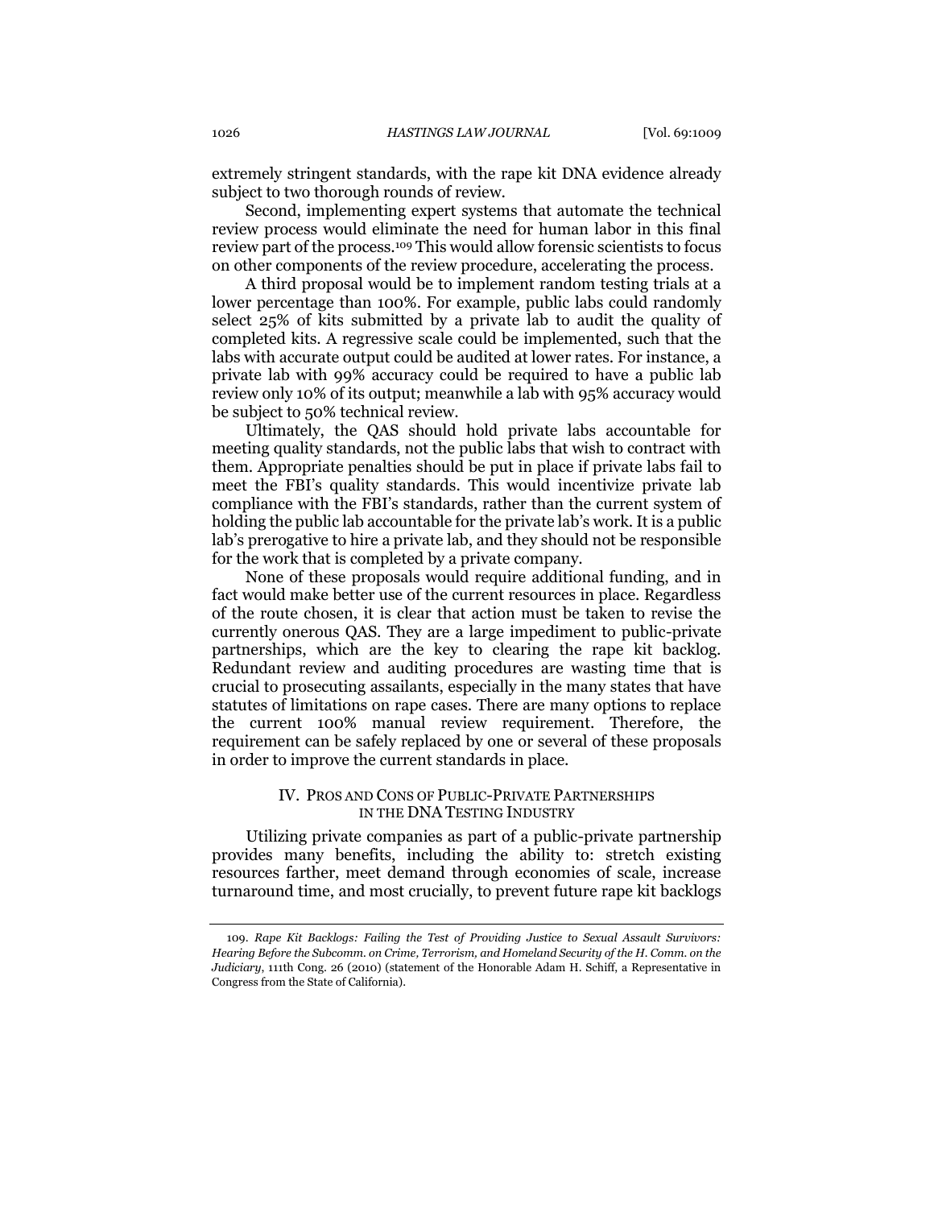extremely stringent standards, with the rape kit DNA evidence already subject to two thorough rounds of review.

Second, implementing expert systems that automate the technical review process would eliminate the need for human labor in this final review part of the process.[109] This would allow forensic scientists to focus on other components of the review procedure, accelerating the process.

A third proposal would be to implement random testing trials at a lower percentage than 100%. For example, public labs could randomly select 25% of kits submitted by a private lab to audit the quality of completed kits. A regressive scale could be implemented, such that the labs with accurate output could be audited at lower rates. For instance, a private lab with 99% accuracy could be required to have a public lab review only 10% of its output; meanwhile a lab with 95% accuracy would be subject to 50% technical review.

Ultimately, the QAS should hold private labs accountable for meeting quality standards, not the public labs that wish to contract with them. Appropriate penalties should be put in place if private labs fail to meet the FBI's quality standards. This would incentivize private lab compliance with the FBI's standards, rather than the current system of holding the public lab accountable for the private lab's work. It is a public lab's prerogative to hire a private lab, and they should not be responsible for the work that is completed by a private company.

None of these proposals would require additional funding, and in fact would make better use of the current resources in place. Regardless of the route chosen, it is clear that action must be taken to revise the currently onerous QAS. They are a large impediment to public-private partnerships, which are the key to clearing the rape kit backlog. Redundant review and auditing procedures are wasting time that is crucial to prosecuting assailants, especially in the many states that have statutes of limitations on rape cases. There are many options to replace the current 100% manual review requirement. Therefore, the requirement can be safely replaced by one or several of these proposals in order to improve the current standards in place.

## IV. Pros and Cons of Public-Private Partnerships in the DNA Testing Industry

Utilizing private companies as part of a public-private partnership provides many benefits, including the ability to: stretch existing resources farther, meet demand through economies of scale, increase turnaround time, and most crucially, to prevent future rape kit backlogs

---

109. *Rape Kit Backlogs: Failing the Test of Providing Justice to Sexual Assault Survivors: Hearing Before the Subcomm. on Crime, Terrorism, and Homeland Security of the H. Comm. on the Judiciary*, 111th Cong. 26 (2010) (statement of the Honorable Adam H. Schiff, a Representative in Congress from the State of California).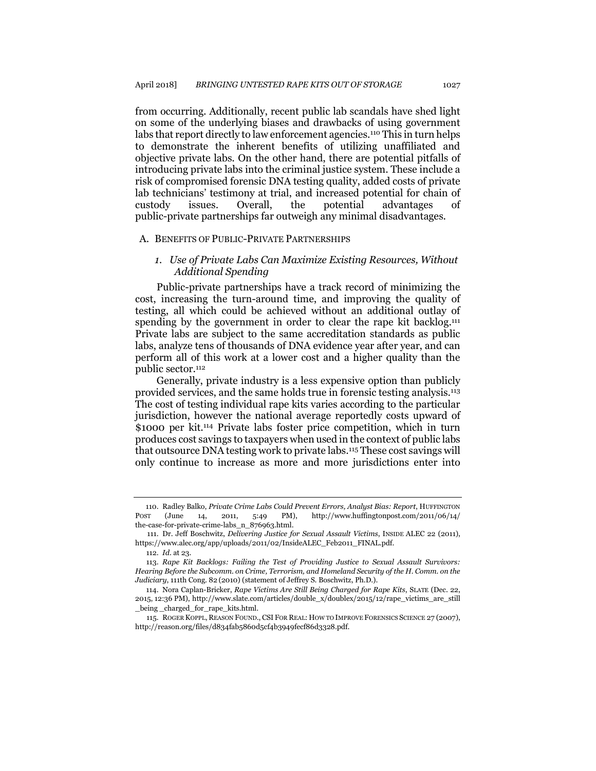from occurring. Additionally, recent public lab scandals have shed light on some of the underlying biases and drawbacks of using government labs that report directly to law enforcement agencies.[110] This in turn helps to demonstrate the inherent benefits of utilizing unaffiliated and objective private labs. On the other hand, there are potential pitfalls of introducing private labs into the criminal justice system. These include a risk of compromised forensic DNA testing quality, added costs of private lab technicians' testimony at trial, and increased potential for chain of custody issues. Overall, the potential advantages of public-private partnerships far outweigh any minimal disadvantages.

## A. Benefits of Public-Private Partnerships

### *1. Use of Private Labs Can Maximize Existing Resources, Without Additional Spending*

Public-private partnerships have a track record of minimizing the cost, increasing the turn-around time, and improving the quality of testing, all which could be achieved without an additional outlay of spending by the government in order to clear the rape kit backlog.[111] Private labs are subject to the same accreditation standards as public labs, analyze tens of thousands of DNA evidence year after year, and can perform all of this work at a lower cost and a higher quality than the public sector.[112]

Generally, private industry is a less expensive option than publicly provided services, and the same holds true in forensic testing analysis.[113] The cost of testing individual rape kits varies according to the particular jurisdiction, however the national average reportedly costs upward of $1000 per kit.[114] Private labs foster price competition, which in turn produces cost savings to taxpayers when used in the context of public labs that outsource DNA testing work to private labs.[115] These cost savings will only continue to increase as more and more jurisdictions enter into

---

110. Radley Balko, *Private Crime Labs Could Prevent Errors, Analyst Bias: Report*, HUFFINGTON POST (June 14, 2011, 5:49 PM), http://www.huffingtonpost.com/2011/06/14/the-case-for-private-crime-labs_n_876963.html.

111. Dr. Jeff Boschwitz, *Delivering Justice for Sexual Assault Victims*, INSIDE ALEC 22 (2011), https://www.alec.org/app/uploads/2011/02/InsideALEC_Feb2011_FINAL.pdf.

112. *Id.* at 23.

113. *Rape Kit Backlogs: Failing the Test of Providing Justice to Sexual Assault Survivors: Hearing Before the Subcomm. on Crime, Terrorism, and Homeland Security of the H. Comm. on the Judiciary*, 111th Cong. 82 (2010) (statement of Jeffrey S. Boschwitz, Ph.D.).

114. Nora Caplan-Bricker, *Rape Victims Are Still Being Charged for Rape Kits*, SLATE (Dec. 22, 2015, 12:36 PM), http://www.slate.com/articles/double_x/doublex/2015/12/rape_victims_are_still_being_charged_for_rape_kits.html.

115. ROGER KOPPL, REASON FOUND., CSI FOR REAL: HOW TO IMPROVE FORENSICS SCIENCE 27 (2007), http://reason.org/files/d834fab5860d5cf4b3949fecf86d3328.pdf.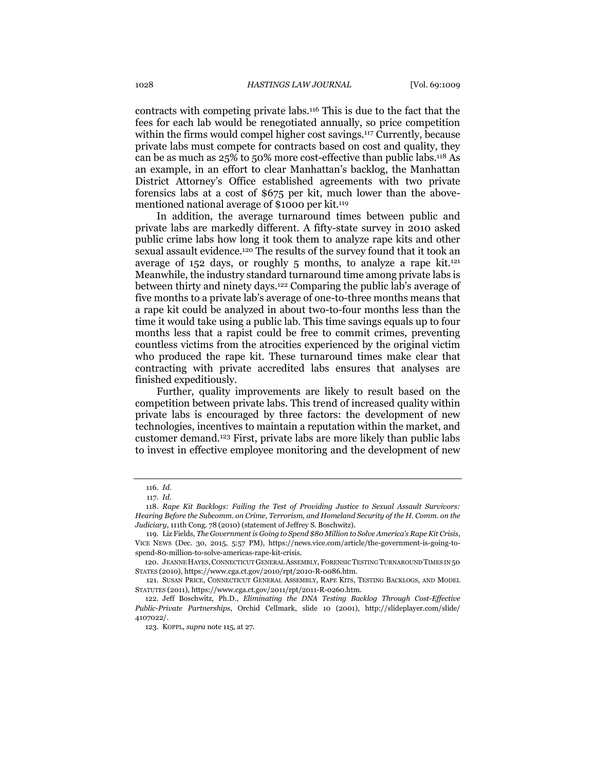contracts with competing private labs.[116] This is due to the fact that the fees for each lab would be renegotiated annually, so price competition within the firms would compel higher cost savings.[117] Currently, because private labs must compete for contracts based on cost and quality, they can be as much as 25% to 50% more cost-effective than public labs.[118] As an example, in an effort to clear Manhattan's backlog, the Manhattan District Attorney's Office established agreements with two private forensics labs at a cost of $675 per kit, much lower than the above-mentioned national average of $1000 per kit.[119]

In addition, the average turnaround times between public and private labs are markedly different. A fifty-state survey in 2010 asked public crime labs how long it took them to analyze rape kits and other sexual assault evidence.[120] The results of the survey found that it took an average of 152 days, or roughly 5 months, to analyze a rape kit.[121] Meanwhile, the industry standard turnaround time among private labs is between thirty and ninety days.[122] Comparing the public lab's average of five months to a private lab's average of one-to-three months means that a rape kit could be analyzed in about two-to-four months less than the time it would take using a public lab. This time savings equals up to four months less that a rapist could be free to commit crimes, preventing countless victims from the atrocities experienced by the original victim who produced the rape kit. These turnaround times make clear that contracting with private accredited labs ensures that analyses are finished expeditiously.

Further, quality improvements are likely to result based on the competition between private labs. This trend of increased quality within private labs is encouraged by three factors: the development of new technologies, incentives to maintain a reputation within the market, and customer demand.[123] First, private labs are more likely than public labs to invest in effective employee monitoring and the development of new

---

116. *Id.*

117. *Id.*

118. *Rape Kit Backlogs: Failing the Test of Providing Justice to Sexual Assault Survivors: Hearing Before the Subcomm. on Crime, Terrorism, and Homeland Security of the H. Comm. on the Judiciary*, 111th Cong. 78 (2010) (statement of Jeffrey S. Boschwitz).

119. Liz Fields, *The Government is Going to Spend $80 Million to Solve America's Rape Kit Crisis*, VICE NEWS (Dec. 30, 2015, 5:57 PM), https://news.vice.com/article/the-government-is-going-to-spend-80-million-to-solve-americas-rape-kit-crisis.

120. JEANNE HAYES, CONNECTICUT GENERAL ASSEMBLY, FORENSIC TESTING TURNAROUND TIMES IN 50 STATES (2010), https://www.cga.ct.gov/2010/rpt/2010-R-0086.htm.

121. SUSAN PRICE, CONNECTICUT GENERAL ASSEMBLY, RAPE KITS, TESTING BACKLOGS, AND MODEL STATUTES (2011), https://www.cga.ct.gov/2011/rpt/2011-R-0260.htm.

122. Jeff Boschwitz, Ph.D., *Eliminating the DNA Testing Backlog Through Cost-Effective Public-Private Partnerships*, Orchid Cellmark, slide 10 (2001), http://slideplayer.com/slide/4107022/.

123. KOPPL, *supra* note 115, at 27.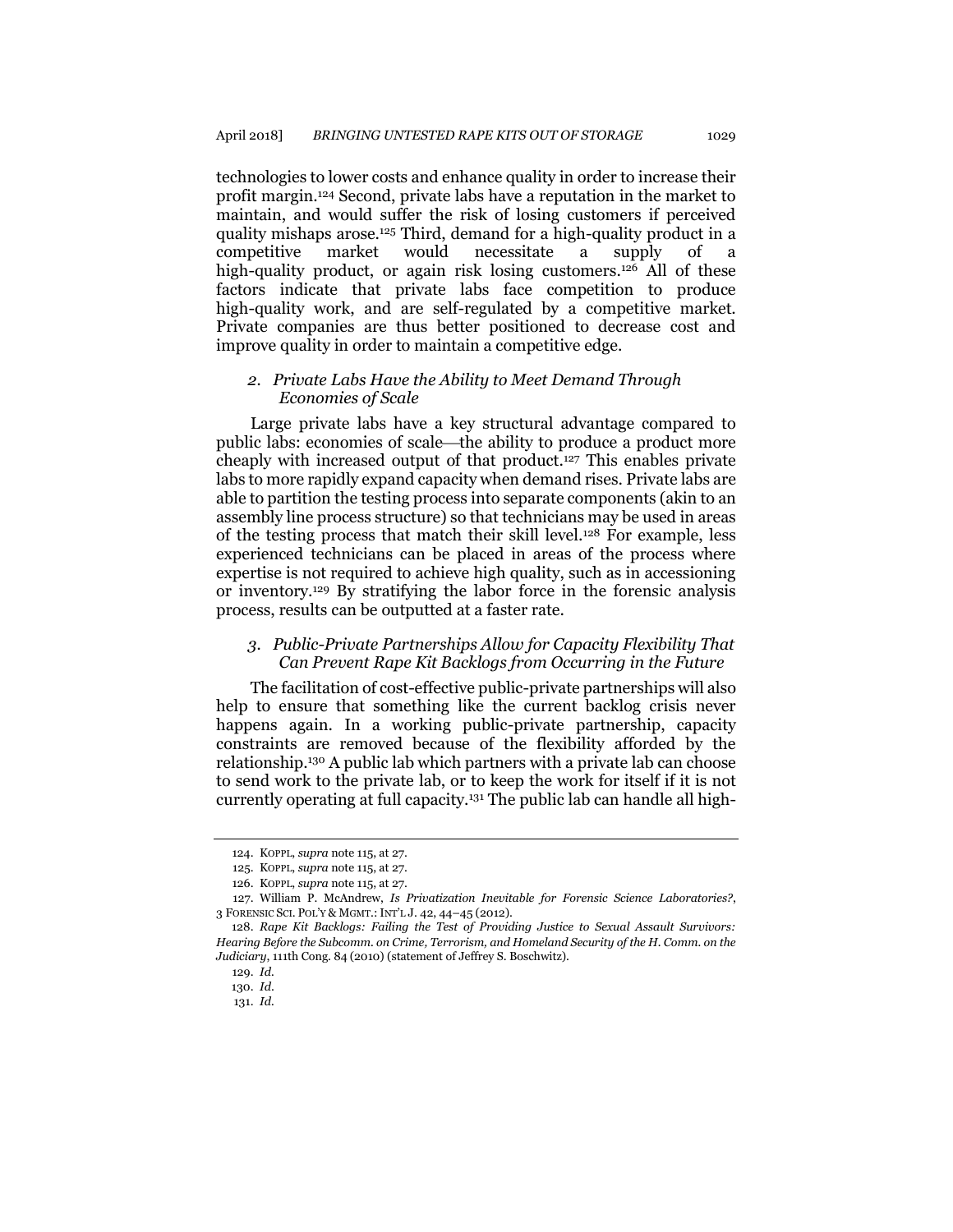technologies to lower costs and enhance quality in order to increase their profit margin.[124] Second, private labs have a reputation in the market to maintain, and would suffer the risk of losing customers if perceived quality mishaps arose.[125] Third, demand for a high-quality product in a competitive market would necessitate a supply of a high-quality product, or again risk losing customers.[126] All of these factors indicate that private labs face competition to produce high-quality work, and are self-regulated by a competitive market. Private companies are thus better positioned to decrease cost and improve quality in order to maintain a competitive edge.

### *2. Private Labs Have the Ability to Meet Demand Through Economies of Scale*

Large private labs have a key structural advantage compared to public labs: economies of scale—the ability to produce a product more cheaply with increased output of that product.[127] This enables private labs to more rapidly expand capacity when demand rises. Private labs are able to partition the testing process into separate components (akin to an assembly line process structure) so that technicians may be used in areas of the testing process that match their skill level.[128] For example, less experienced technicians can be placed in areas of the process where expertise is not required to achieve high quality, such as in accessioning or inventory.[129] By stratifying the labor force in the forensic analysis process, results can be outputted at a faster rate.

### *3. Public-Private Partnerships Allow for Capacity Flexibility That Can Prevent Rape Kit Backlogs from Occurring in the Future*

The facilitation of cost-effective public-private partnerships will also help to ensure that something like the current backlog crisis never happens again. In a working public-private partnership, capacity constraints are removed because of the flexibility afforded by the relationship.[130] A public lab which partners with a private lab can choose to send work to the private lab, or to keep the work for itself if it is not currently operating at full capacity.[131] The public lab can handle all high-

---

124. KOPPL, *supra* note 115, at 27.

125. KOPPL, *supra* note 115, at 27.

126. KOPPL, *supra* note 115, at 27.

127. William P. McAndrew, *Is Privatization Inevitable for Forensic Science Laboratories?*, 3 FORENSIC SCI. POL'Y & MGMT.: INT'L J. 42, 44–45 (2012).

128. *Rape Kit Backlogs: Failing the Test of Providing Justice to Sexual Assault Survivors: Hearing Before the Subcomm. on Crime, Terrorism, and Homeland Security of the H. Comm. on the Judiciary*, 111th Cong. 84 (2010) (statement of Jeffrey S. Boschwitz).

129. *Id.*

130. *Id.*

131. *Id.*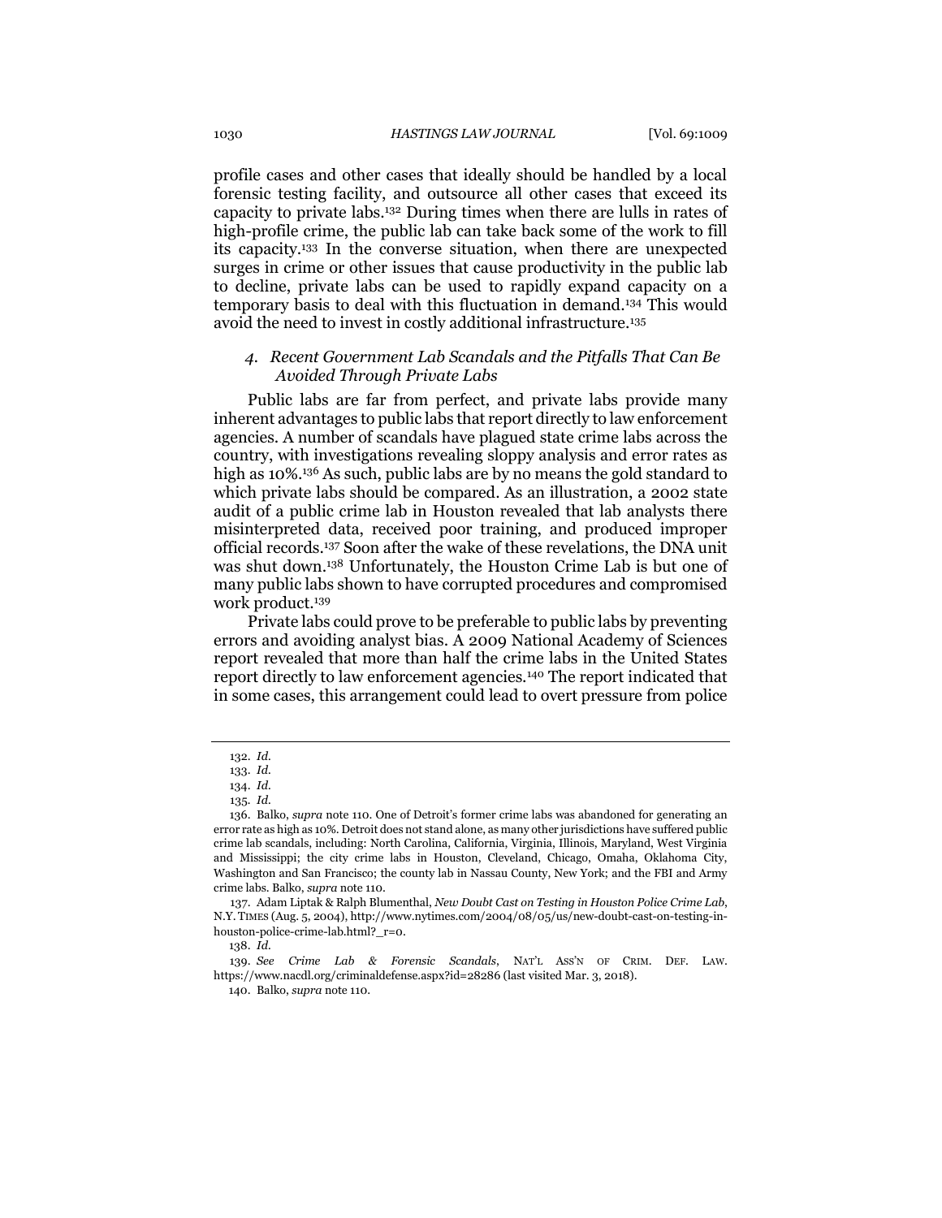profile cases and other cases that ideally should be handled by a local forensic testing facility, and outsource all other cases that exceed its capacity to private labs.[132] During times when there are lulls in rates of high-profile crime, the public lab can take back some of the work to fill its capacity.[133] In the converse situation, when there are unexpected surges in crime or other issues that cause productivity in the public lab to decline, private labs can be used to rapidly expand capacity on a temporary basis to deal with this fluctuation in demand.[134] This would avoid the need to invest in costly additional infrastructure.[135]

#### *4. Recent Government Lab Scandals and the Pitfalls That Can Be Avoided Through Private Labs*

Public labs are far from perfect, and private labs provide many inherent advantages to public labs that report directly to law enforcement agencies. A number of scandals have plagued state crime labs across the country, with investigations revealing sloppy analysis and error rates as high as 10%.[136] As such, public labs are by no means the gold standard to which private labs should be compared. As an illustration, a 2002 state audit of a public crime lab in Houston revealed that lab analysts there misinterpreted data, received poor training, and produced improper official records.[137] Soon after the wake of these revelations, the DNA unit was shut down.[138] Unfortunately, the Houston Crime Lab is but one of many public labs shown to have corrupted procedures and compromised work product.[139]

Private labs could prove to be preferable to public labs by preventing errors and avoiding analyst bias. A 2009 National Academy of Sciences report revealed that more than half the crime labs in the United States report directly to law enforcement agencies.[140] The report indicated that in some cases, this arrangement could lead to overt pressure from police

---

132. *Id.*

133. *Id.*

134. *Id.*

135. *Id.*

136. Balko, *supra* note 110. One of Detroit's former crime labs was abandoned for generating an error rate as high as 10%. Detroit does not stand alone, as many other jurisdictions have suffered public crime lab scandals, including: North Carolina, California, Virginia, Illinois, Maryland, West Virginia and Mississippi; the city crime labs in Houston, Cleveland, Chicago, Omaha, Oklahoma City, Washington and San Francisco; the county lab in Nassau County, New York; and the FBI and Army crime labs. Balko, *supra* note 110.

137. Adam Liptak & Ralph Blumenthal, *New Doubt Cast on Testing in Houston Police Crime Lab*, N.Y. TIMES (Aug. 5, 2004), http://www.nytimes.com/2004/08/05/us/new-doubt-cast-on-testing-in-houston-police-crime-lab.html?_r=0.

138. *Id.*

139. *See Crime Lab & Forensic Scandals*, NAT'L ASS'N OF CRIM. DEF. LAW. https://www.nacdl.org/criminaldefense.aspx?id=28286 (last visited Mar. 3, 2018).

140. Balko, *supra* note 110.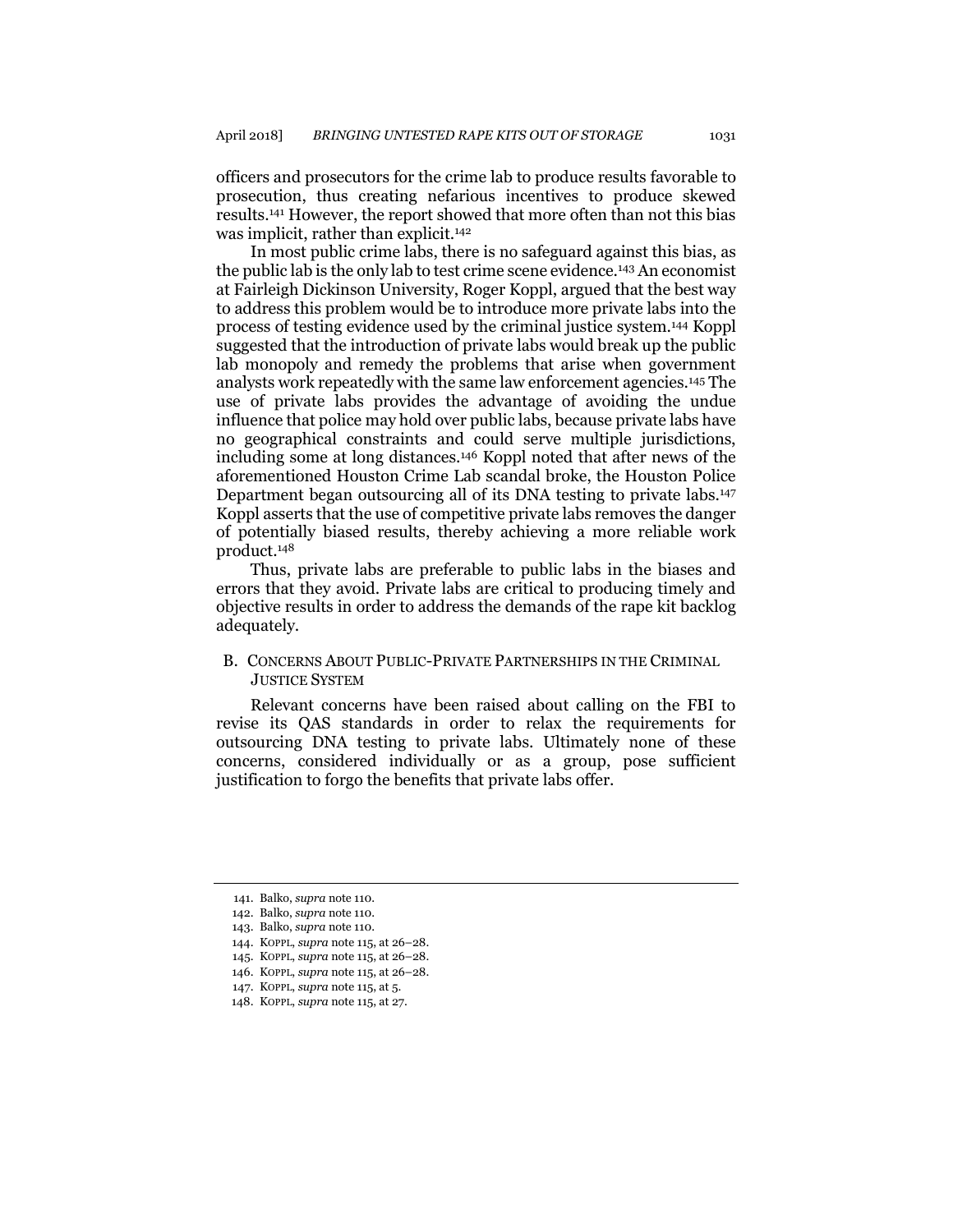officers and prosecutors for the crime lab to produce results favorable to prosecution, thus creating nefarious incentives to produce skewed results.[141] However, the report showed that more often than not this bias was implicit, rather than explicit.[142]

In most public crime labs, there is no safeguard against this bias, as the public lab is the only lab to test crime scene evidence.[143] An economist at Fairleigh Dickinson University, Roger Koppl, argued that the best way to address this problem would be to introduce more private labs into the process of testing evidence used by the criminal justice system.[144] Koppl suggested that the introduction of private labs would break up the public lab monopoly and remedy the problems that arise when government analysts work repeatedly with the same law enforcement agencies.[145] The use of private labs provides the advantage of avoiding the undue influence that police may hold over public labs, because private labs have no geographical constraints and could serve multiple jurisdictions, including some at long distances.[146] Koppl noted that after news of the aforementioned Houston Crime Lab scandal broke, the Houston Police Department began outsourcing all of its DNA testing to private labs.[147] Koppl asserts that the use of competitive private labs removes the danger of potentially biased results, thereby achieving a more reliable work product.[148]

Thus, private labs are preferable to public labs in the biases and errors that they avoid. Private labs are critical to producing timely and objective results in order to address the demands of the rape kit backlog adequately.

### B. CONCERNS ABOUT PUBLIC-PRIVATE PARTNERSHIPS IN THE CRIMINAL JUSTICE SYSTEM

Relevant concerns have been raised about calling on the FBI to revise its QAS standards in order to relax the requirements for outsourcing DNA testing to private labs. Ultimately none of these concerns, considered individually or as a group, pose sufficient justification to forgo the benefits that private labs offer.

---

141. Balko, *supra* note 110.
142. Balko, *supra* note 110.
143. Balko, *supra* note 110.
144. KOPPL, *supra* note 115, at 26–28.
145. KOPPL, *supra* note 115, at 26–28.
146. KOPPL, *supra* note 115, at 26–28.
147. KOPPL, *supra* note 115, at 5.
148. KOPPL, *supra* note 115, at 27.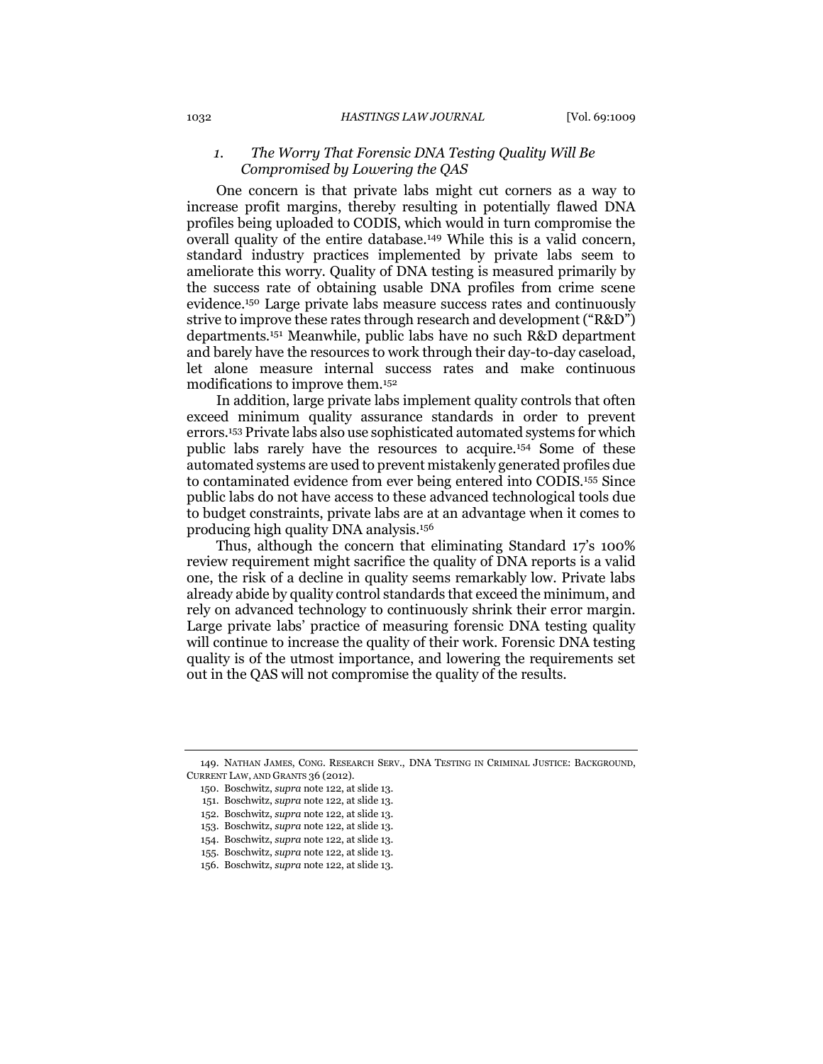### 1. *The Worry That Forensic DNA Testing Quality Will Be Compromised by Lowering the QAS*

One concern is that private labs might cut corners as a way to increase profit margins, thereby resulting in potentially flawed DNA profiles being uploaded to CODIS, which would in turn compromise the overall quality of the entire database.[149] While this is a valid concern, standard industry practices implemented by private labs seem to ameliorate this worry. Quality of DNA testing is measured primarily by the success rate of obtaining usable DNA profiles from crime scene evidence.[150] Large private labs measure success rates and continuously strive to improve these rates through research and development ("R&D") departments.[151] Meanwhile, public labs have no such R&D department and barely have the resources to work through their day-to-day caseload, let alone measure internal success rates and make continuous modifications to improve them.[152]

In addition, large private labs implement quality controls that often exceed minimum quality assurance standards in order to prevent errors.[153] Private labs also use sophisticated automated systems for which public labs rarely have the resources to acquire.[154] Some of these automated systems are used to prevent mistakenly generated profiles due to contaminated evidence from ever being entered into CODIS.[155] Since public labs do not have access to these advanced technological tools due to budget constraints, private labs are at an advantage when it comes to producing high quality DNA analysis.[156]

Thus, although the concern that eliminating Standard 17's 100% review requirement might sacrifice the quality of DNA reports is a valid one, the risk of a decline in quality seems remarkably low. Private labs already abide by quality control standards that exceed the minimum, and rely on advanced technology to continuously shrink their error margin. Large private labs' practice of measuring forensic DNA testing quality will continue to increase the quality of their work. Forensic DNA testing quality is of the utmost importance, and lowering the requirements set out in the QAS will not compromise the quality of the results.

---

149. NATHAN JAMES, CONG. RESEARCH SERV., DNA TESTING IN CRIMINAL JUSTICE: BACKGROUND, CURRENT LAW, AND GRANTS 36 (2012).

150. Boschwitz, *supra* note 122, at slide 13.

151. Boschwitz, *supra* note 122, at slide 13.

152. Boschwitz, *supra* note 122, at slide 13.

153. Boschwitz, *supra* note 122, at slide 13.

154. Boschwitz, *supra* note 122, at slide 13.

155. Boschwitz, *supra* note 122, at slide 13.

156. Boschwitz, *supra* note 122, at slide 13.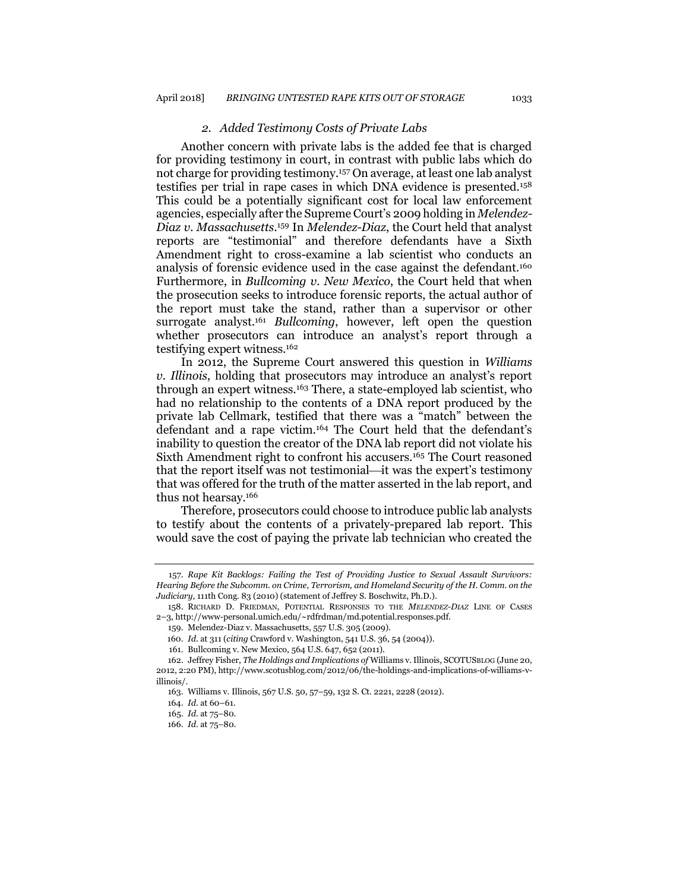### *2. Added Testimony Costs of Private Labs*

Another concern with private labs is the added fee that is charged for providing testimony in court, in contrast with public labs which do not charge for providing testimony.[157] On average, at least one lab analyst testifies per trial in rape cases in which DNA evidence is presented.[158] This could be a potentially significant cost for local law enforcement agencies, especially after the Supreme Court's 2009 holding in *Melendez-Diaz v. Massachusetts*.[159] In *Melendez-Diaz*, the Court held that analyst reports are "testimonial" and therefore defendants have a Sixth Amendment right to cross-examine a lab scientist who conducts an analysis of forensic evidence used in the case against the defendant.[160] Furthermore, in *Bullcoming v. New Mexico*, the Court held that when the prosecution seeks to introduce forensic reports, the actual author of the report must take the stand, rather than a supervisor or other surrogate analyst.[161] *Bullcoming*, however, left open the question whether prosecutors can introduce an analyst's report through a testifying expert witness.[162]

In 2012, the Supreme Court answered this question in *Williams v. Illinois*, holding that prosecutors may introduce an analyst's report through an expert witness.[163] There, a state-employed lab scientist, who had no relationship to the contents of a DNA report produced by the private lab Cellmark, testified that there was a "match" between the defendant and a rape victim.[164] The Court held that the defendant's inability to question the creator of the DNA lab report did not violate his Sixth Amendment right to confront his accusers.[165] The Court reasoned that the report itself was not testimonial—it was the expert's testimony that was offered for the truth of the matter asserted in the lab report, and thus not hearsay.[166]

Therefore, prosecutors could choose to introduce public lab analysts to testify about the contents of a privately-prepared lab report. This would save the cost of paying the private lab technician who created the

---

157. *Rape Kit Backlogs: Failing the Test of Providing Justice to Sexual Assault Survivors: Hearing Before the Subcomm. on Crime, Terrorism, and Homeland Security of the H. Comm. on the Judiciary*, 111th Cong. 83 (2010) (statement of Jeffrey S. Boschwitz, Ph.D.).

158. RICHARD D. FRIEDMAN, POTENTIAL RESPONSES TO THE *MELENDEZ-DIAZ* LINE OF CASES 2–3, http://www-personal.umich.edu/~rdfrdman/md.potential.responses.pdf.

159. Melendez-Diaz v. Massachusetts, 557 U.S. 305 (2009).

160. *Id.* at 311 (*citing* Crawford v. Washington, 541 U.S. 36, 54 (2004)).

161. Bullcoming v. New Mexico, 564 U.S. 647, 652 (2011).

162. Jeffrey Fisher, *The Holdings and Implications of* Williams v. Illinois, SCOTUSBLOG (June 20, 2012, 2:20 PM), http://www.scotusblog.com/2012/06/the-holdings-and-implications-of-williams-v-illinois/.

163. Williams v. Illinois, 567 U.S. 50, 57–59, 132 S. Ct. 2221, 2228 (2012).

164. *Id.* at 60–61.

165. *Id.* at 75–80.

166. *Id.* at 75–80.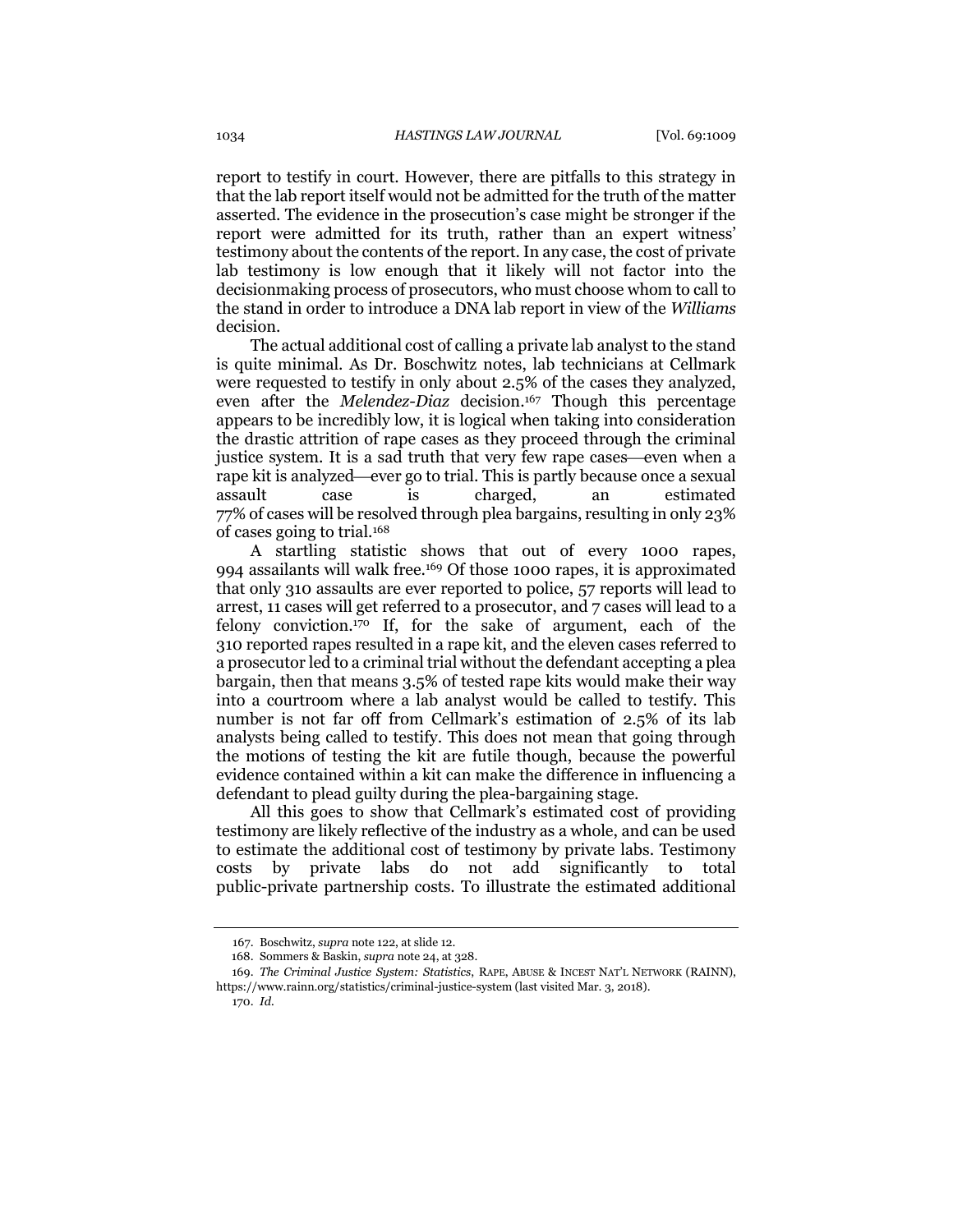report to testify in court. However, there are pitfalls to this strategy in that the lab report itself would not be admitted for the truth of the matter asserted. The evidence in the prosecution's case might be stronger if the report were admitted for its truth, rather than an expert witness' testimony about the contents of the report. In any case, the cost of private lab testimony is low enough that it likely will not factor into the decisionmaking process of prosecutors, who must choose whom to call to the stand in order to introduce a DNA lab report in view of the *Williams* decision.

The actual additional cost of calling a private lab analyst to the stand is quite minimal. As Dr. Boschwitz notes, lab technicians at Cellmark were requested to testify in only about 2.5% of the cases they analyzed, even after the *Melendez-Diaz* decision.[167] Though this percentage appears to be incredibly low, it is logical when taking into consideration the drastic attrition of rape cases as they proceed through the criminal justice system. It is a sad truth that very few rape cases—even when a rape kit is analyzed—ever go to trial. This is partly because once a sexual assault case is charged, an estimated 77% of cases will be resolved through plea bargains, resulting in only 23% of cases going to trial.[168]

A startling statistic shows that out of every 1000 rapes, 994 assailants will walk free.[169] Of those 1000 rapes, it is approximated that only 310 assaults are ever reported to police, 57 reports will lead to arrest, 11 cases will get referred to a prosecutor, and 7 cases will lead to a felony conviction.[170] If, for the sake of argument, each of the 310 reported rapes resulted in a rape kit, and the eleven cases referred to a prosecutor led to a criminal trial without the defendant accepting a plea bargain, then that means 3.5% of tested rape kits would make their way into a courtroom where a lab analyst would be called to testify. This number is not far off from Cellmark's estimation of 2.5% of its lab analysts being called to testify. This does not mean that going through the motions of testing the kit are futile though, because the powerful evidence contained within a kit can make the difference in influencing a defendant to plead guilty during the plea-bargaining stage.

All this goes to show that Cellmark's estimated cost of providing testimony are likely reflective of the industry as a whole, and can be used to estimate the additional cost of testimony by private labs. Testimony costs by private labs do not add significantly to total public-private partnership costs. To illustrate the estimated additional

---

167. Boschwitz, *supra* note 122, at slide 12.

168. Sommers & Baskin, *supra* note 24, at 328.

169. *The Criminal Justice System: Statistics*, RAPE, ABUSE & INCEST NAT'L NETWORK (RAINN), https://www.rainn.org/statistics/criminal-justice-system (last visited Mar. 3, 2018).

170. *Id.*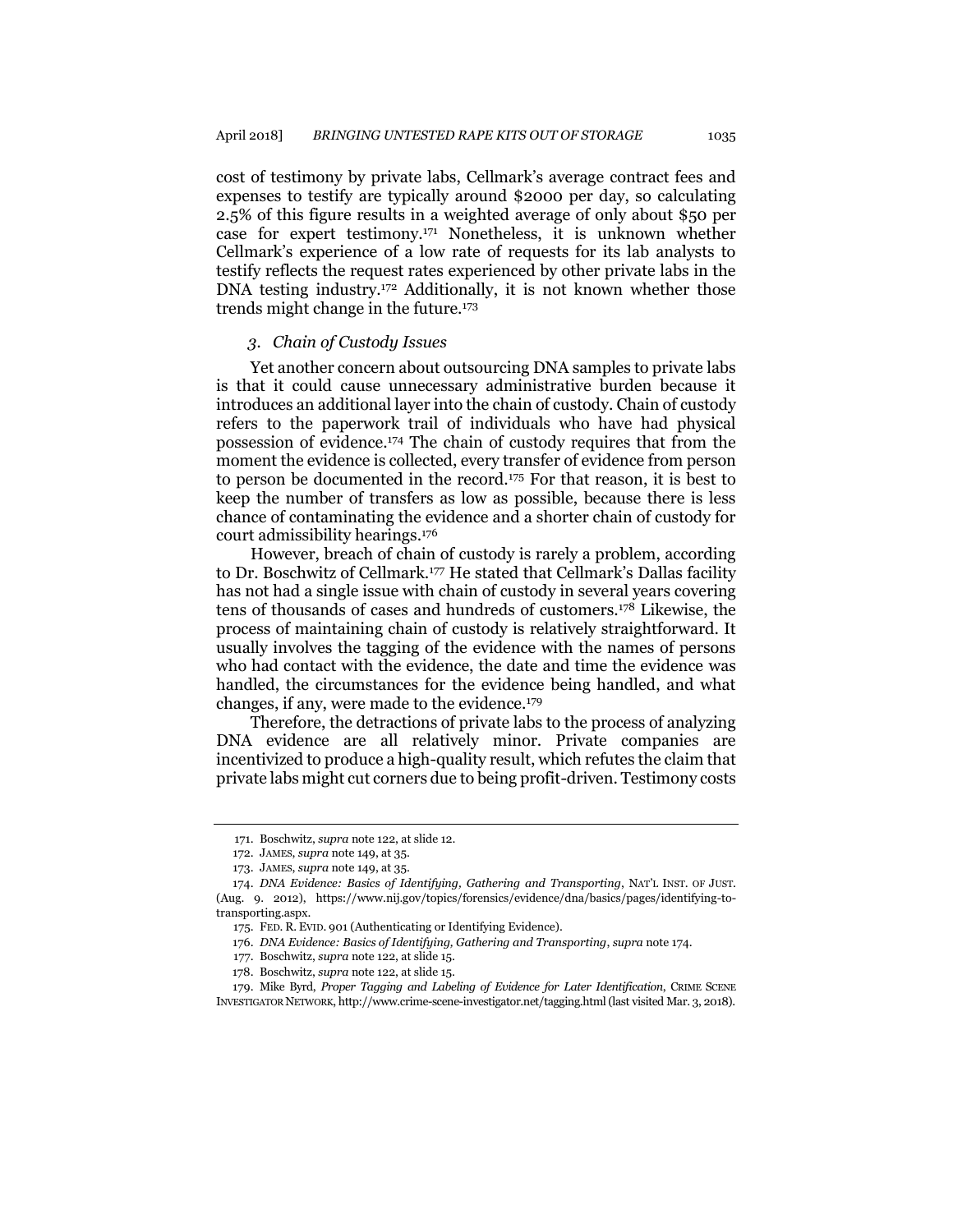cost of testimony by private labs, Cellmark's average contract fees and expenses to testify are typically around $2000 per day, so calculating 2.5% of this figure results in a weighted average of only about $50 per case for expert testimony.[171] Nonetheless, it is unknown whether Cellmark's experience of a low rate of requests for its lab analysts to testify reflects the request rates experienced by other private labs in the DNA testing industry.[172] Additionally, it is not known whether those trends might change in the future.[173]

### *3. Chain of Custody Issues*

Yet another concern about outsourcing DNA samples to private labs is that it could cause unnecessary administrative burden because it introduces an additional layer into the chain of custody. Chain of custody refers to the paperwork trail of individuals who have had physical possession of evidence.[174] The chain of custody requires that from the moment the evidence is collected, every transfer of evidence from person to person be documented in the record.[175] For that reason, it is best to keep the number of transfers as low as possible, because there is less chance of contaminating the evidence and a shorter chain of custody for court admissibility hearings.[176]

However, breach of chain of custody is rarely a problem, according to Dr. Boschwitz of Cellmark.[177] He stated that Cellmark's Dallas facility has not had a single issue with chain of custody in several years covering tens of thousands of cases and hundreds of customers.[178] Likewise, the process of maintaining chain of custody is relatively straightforward. It usually involves the tagging of the evidence with the names of persons who had contact with the evidence, the date and time the evidence was handled, the circumstances for the evidence being handled, and what changes, if any, were made to the evidence.[179]

Therefore, the detractions of private labs to the process of analyzing DNA evidence are all relatively minor. Private companies are incentivized to produce a high-quality result, which refutes the claim that private labs might cut corners due to being profit-driven. Testimony costs

---

171. Boschwitz, *supra* note 122, at slide 12.

172. JAMES, *supra* note 149, at 35.

173. JAMES, *supra* note 149, at 35.

174. *DNA Evidence: Basics of Identifying, Gathering and Transporting*, NAT'L INST. OF JUST. (Aug. 9. 2012), https://www.nij.gov/topics/forensics/evidence/dna/basics/pages/identifying-to-transporting.aspx.

175. FED. R. EVID. 901 (Authenticating or Identifying Evidence).

176. *DNA Evidence: Basics of Identifying, Gathering and Transporting*, *supra* note 174.

177. Boschwitz, *supra* note 122, at slide 15.

178. Boschwitz, *supra* note 122, at slide 15.

179. Mike Byrd, *Proper Tagging and Labeling of Evidence for Later Identification*, CRIME SCENE INVESTIGATOR NETWORK, http://www.crime-scene-investigator.net/tagging.html (last visited Mar. 3, 2018).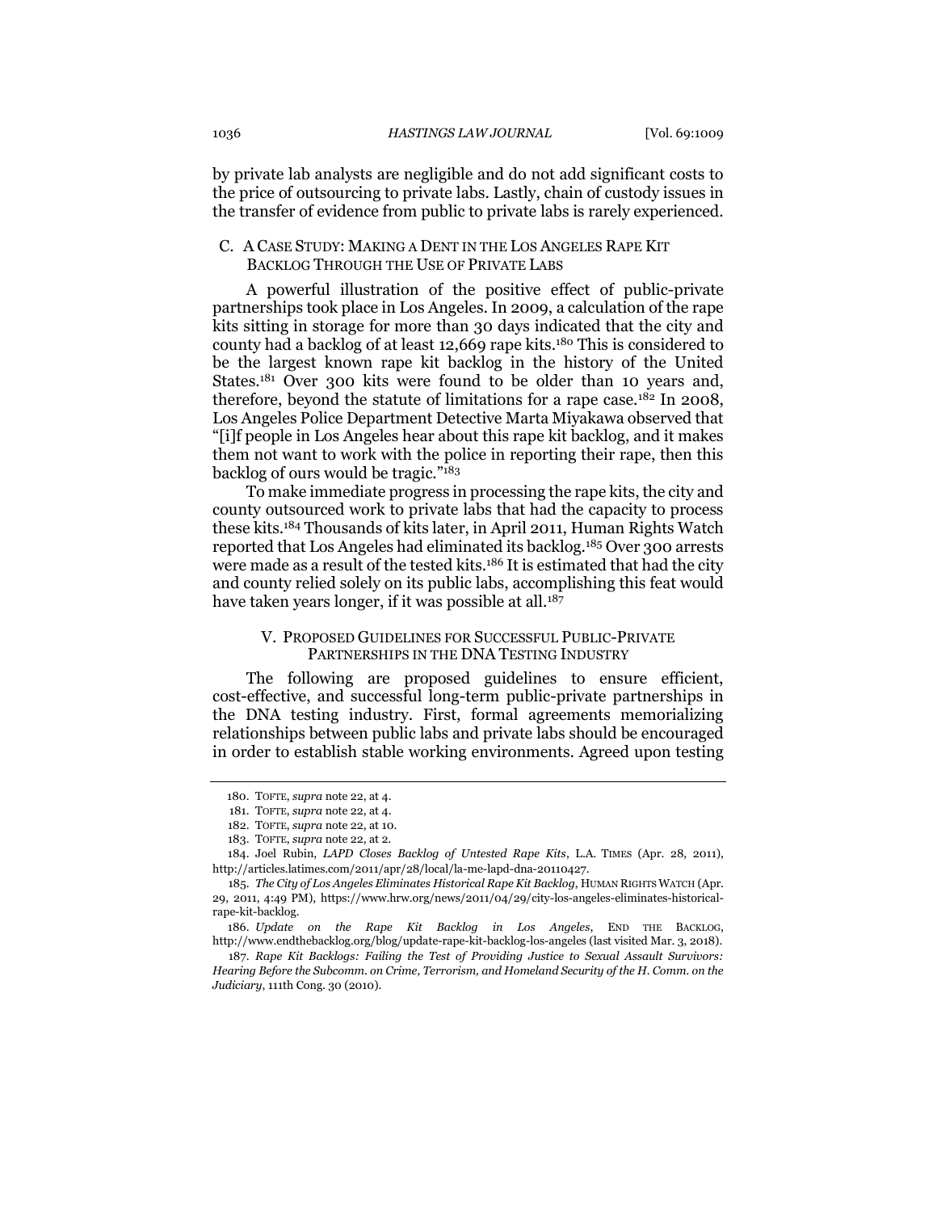by private lab analysts are negligible and do not add significant costs to the price of outsourcing to private labs. Lastly, chain of custody issues in the transfer of evidence from public to private labs is rarely experienced.

### C. A Case Study: Making a Dent in the Los Angeles Rape Kit Backlog Through the Use of Private Labs

A powerful illustration of the positive effect of public-private partnerships took place in Los Angeles. In 2009, a calculation of the rape kits sitting in storage for more than 30 days indicated that the city and county had a backlog of at least 12,669 rape kits.[180] This is considered to be the largest known rape kit backlog in the history of the United States.[181] Over 300 kits were found to be older than 10 years and, therefore, beyond the statute of limitations for a rape case.[182] In 2008, Los Angeles Police Department Detective Marta Miyakawa observed that "[i]f people in Los Angeles hear about this rape kit backlog, and it makes them not want to work with the police in reporting their rape, then this backlog of ours would be tragic."[183]

To make immediate progress in processing the rape kits, the city and county outsourced work to private labs that had the capacity to process these kits.[184] Thousands of kits later, in April 2011, Human Rights Watch reported that Los Angeles had eliminated its backlog.[185] Over 300 arrests were made as a result of the tested kits.[186] It is estimated that had the city and county relied solely on its public labs, accomplishing this feat would have taken years longer, if it was possible at all.[187]

## V. Proposed Guidelines for Successful Public-Private Partnerships in the DNA Testing Industry

The following are proposed guidelines to ensure efficient, cost-effective, and successful long-term public-private partnerships in the DNA testing industry. First, formal agreements memorializing relationships between public labs and private labs should be encouraged in order to establish stable working environments. Agreed upon testing

---

180. TOFTE, *supra* note 22, at 4.

181. TOFTE, *supra* note 22, at 4.

182. TOFTE, *supra* note 22, at 10.

183. TOFTE, *supra* note 22, at 2.

184. Joel Rubin, *LAPD Closes Backlog of Untested Rape Kits*, L.A. TIMES (Apr. 28, 2011), http://articles.latimes.com/2011/apr/28/local/la-me-lapd-dna-20110427.

185. *The City of Los Angeles Eliminates Historical Rape Kit Backlog*, HUMAN RIGHTS WATCH (Apr. 29, 2011, 4:49 PM), https://www.hrw.org/news/2011/04/29/city-los-angeles-eliminates-historical-rape-kit-backlog.

186. *Update on the Rape Kit Backlog in Los Angeles*, END THE BACKLOG, http://www.endthebacklog.org/blog/update-rape-kit-backlog-los-angeles (last visited Mar. 3, 2018).

187. *Rape Kit Backlogs: Failing the Test of Providing Justice to Sexual Assault Survivors: Hearing Before the Subcomm. on Crime, Terrorism, and Homeland Security of the H. Comm. on the Judiciary*, 111th Cong. 30 (2010).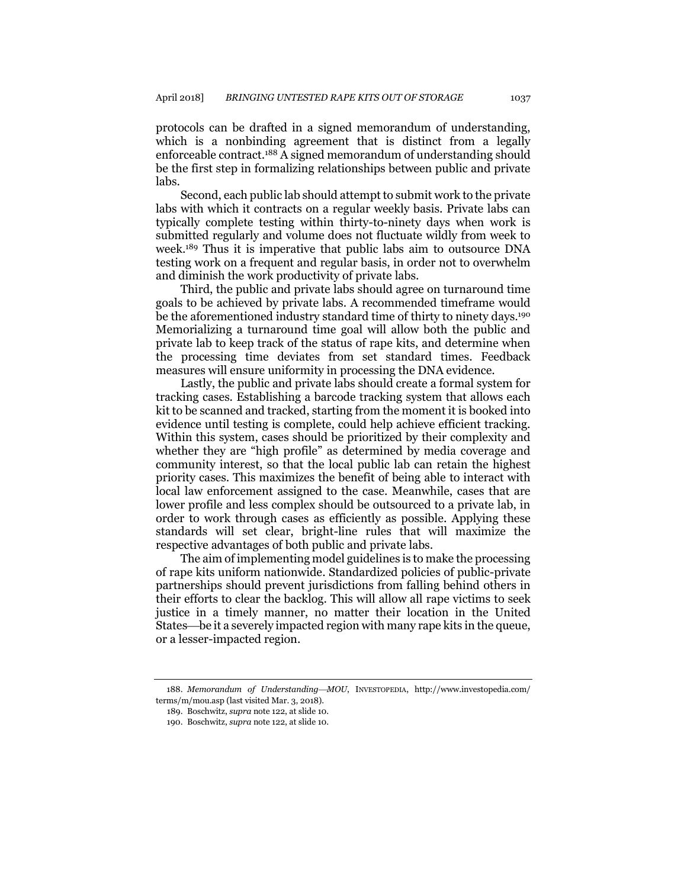protocols can be drafted in a signed memorandum of understanding, which is a nonbinding agreement that is distinct from a legally enforceable contract.[188] A signed memorandum of understanding should be the first step in formalizing relationships between public and private labs.

Second, each public lab should attempt to submit work to the private labs with which it contracts on a regular weekly basis. Private labs can typically complete testing within thirty-to-ninety days when work is submitted regularly and volume does not fluctuate wildly from week to week.[189] Thus it is imperative that public labs aim to outsource DNA testing work on a frequent and regular basis, in order not to overwhelm and diminish the work productivity of private labs.

Third, the public and private labs should agree on turnaround time goals to be achieved by private labs. A recommended timeframe would be the aforementioned industry standard time of thirty to ninety days.[190] Memorializing a turnaround time goal will allow both the public and private lab to keep track of the status of rape kits, and determine when the processing time deviates from set standard times. Feedback measures will ensure uniformity in processing the DNA evidence.

Lastly, the public and private labs should create a formal system for tracking cases. Establishing a barcode tracking system that allows each kit to be scanned and tracked, starting from the moment it is booked into evidence until testing is complete, could help achieve efficient tracking. Within this system, cases should be prioritized by their complexity and whether they are "high profile" as determined by media coverage and community interest, so that the local public lab can retain the highest priority cases. This maximizes the benefit of being able to interact with local law enforcement assigned to the case. Meanwhile, cases that are lower profile and less complex should be outsourced to a private lab, in order to work through cases as efficiently as possible. Applying these standards will set clear, bright-line rules that will maximize the respective advantages of both public and private labs.

The aim of implementing model guidelines is to make the processing of rape kits uniform nationwide. Standardized policies of public-private partnerships should prevent jurisdictions from falling behind others in their efforts to clear the backlog. This will allow all rape victims to seek justice in a timely manner, no matter their location in the United States—be it a severely impacted region with many rape kits in the queue, or a lesser-impacted region.

---

188. *Memorandum of Understanding—MOU*, INVESTOPEDIA, http://www.investopedia.com/terms/m/mou.asp (last visited Mar. 3, 2018).

189. Boschwitz, *supra* note 122, at slide 10.

190. Boschwitz, *supra* note 122, at slide 10.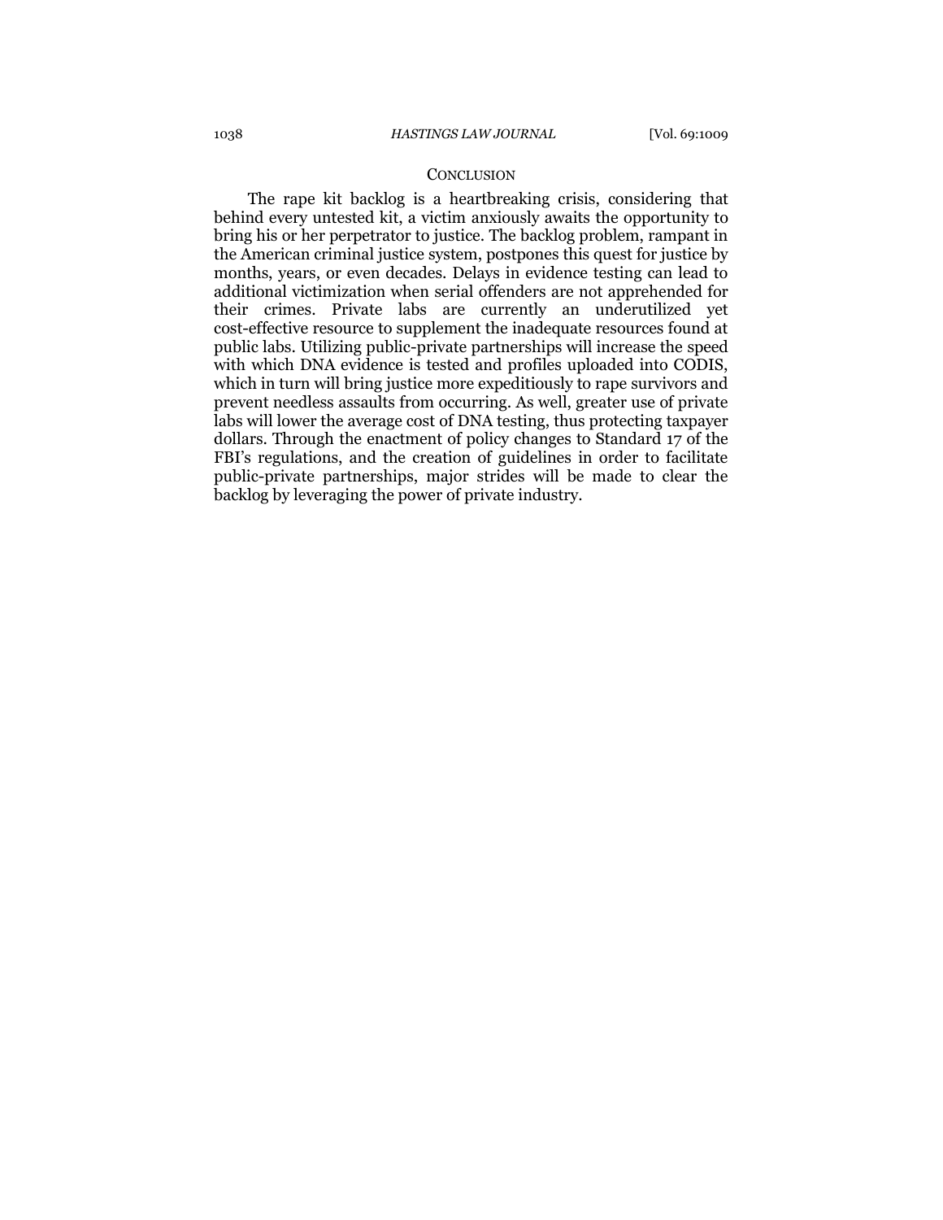## CONCLUSION

The rape kit backlog is a heartbreaking crisis, considering that behind every untested kit, a victim anxiously awaits the opportunity to bring his or her perpetrator to justice. The backlog problem, rampant in the American criminal justice system, postpones this quest for justice by months, years, or even decades. Delays in evidence testing can lead to additional victimization when serial offenders are not apprehended for their crimes. Private labs are currently an underutilized yet cost-effective resource to supplement the inadequate resources found at public labs. Utilizing public-private partnerships will increase the speed with which DNA evidence is tested and profiles uploaded into CODIS, which in turn will bring justice more expeditiously to rape survivors and prevent needless assaults from occurring. As well, greater use of private labs will lower the average cost of DNA testing, thus protecting taxpayer dollars. Through the enactment of policy changes to Standard 17 of the FBI's regulations, and the creation of guidelines in order to facilitate public-private partnerships, major strides will be made to clear the backlog by leveraging the power of private industry.